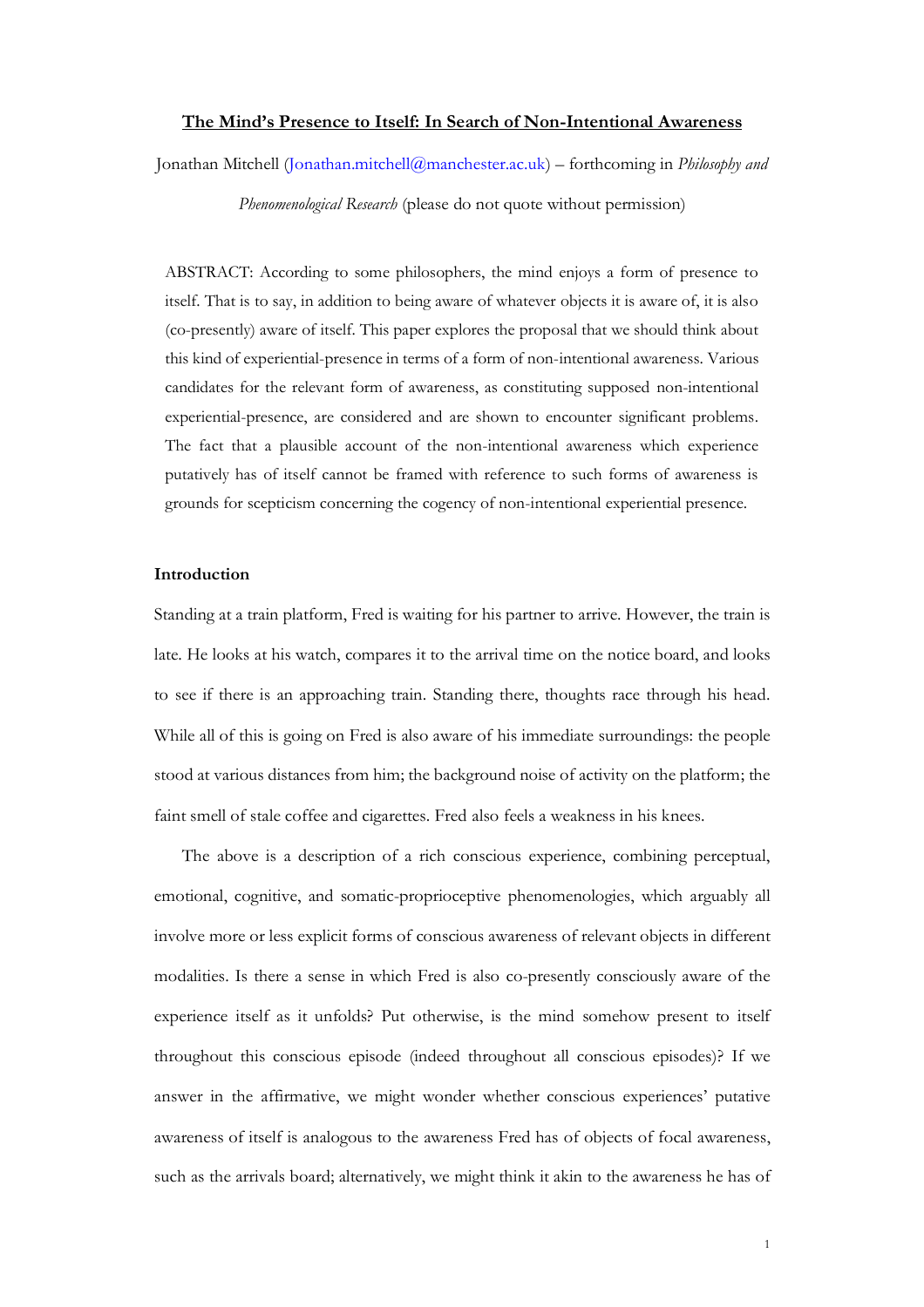# The Mind's Presence to Itself: In Search of Non-Intentional Awareness

Jonathan Mitchell (Jonathan.mitchell@manchester.ac.uk) – forthcoming in *Philosophy and Phenomenological Research* (please do not quote without permission)

ABSTRACT: According to some philosophers, the mind enjoys a form of presence to itself. That is to say, in addition to being aware of whatever objects it is aware of, it is also (co-presently) aware of itself. This paper explores the proposal that we should think about this kind of experiential-presence in terms of a form of non-intentional awareness. Various candidates for the relevant form of awareness, as constituting supposed non-intentional experiential-presence, are considered and are shown to encounter significant problems. The fact that a plausible account of the non-intentional awareness which experience putatively has of itself cannot be framed with reference to such forms of awareness is grounds for scepticism concerning the cogency of non-intentional experiential presence.

## Introduction

Standing at a train platform, Fred is waiting for his partner to arrive. However, the train is late. He looks at his watch, compares it to the arrival time on the notice board, and looks to see if there is an approaching train. Standing there, thoughts race through his head. While all of this is going on Fred is also aware of his immediate surroundings: the people stood at various distances from him; the background noise of activity on the platform; the faint smell of stale coffee and cigarettes. Fred also feels a weakness in his knees.

The above is a description of a rich conscious experience, combining perceptual, emotional, cognitive, and somatic-proprioceptive phenomenologies, which arguably all involve more or less explicit forms of conscious awareness of relevant objects in different modalities. Is there a sense in which Fred is also co-presently consciously aware of the experience itself as it unfolds? Put otherwise, is the mind somehow present to itself throughout this conscious episode (indeed throughout all conscious episodes)? If we answer in the affirmative, we might wonder whether conscious experiences' putative awareness of itself is analogous to the awareness Fred has of objects of focal awareness, such as the arrivals board; alternatively, we might think it akin to the awareness he has of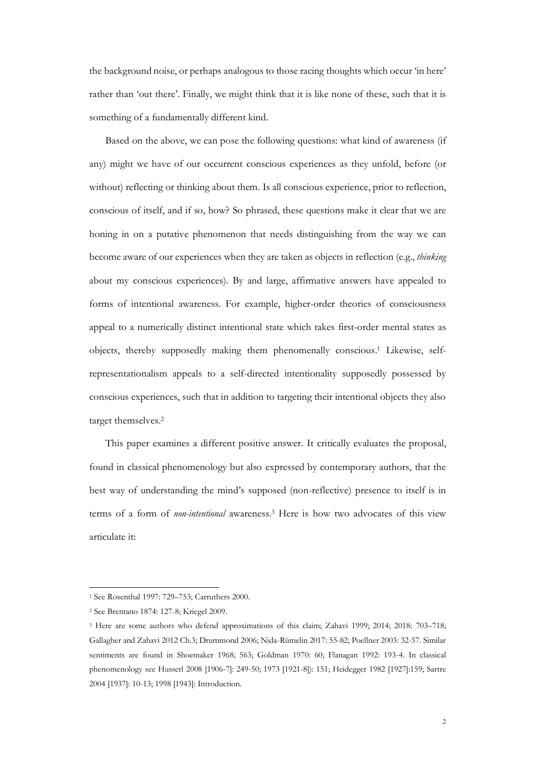the background noise, or perhaps analogous to those racing thoughts which occur 'in here' rather than 'out there'. Finally, we might think that it is like none of these, such that it is something of a fundamentally different kind.

Based on the above, we can pose the following questions: what kind of awareness (if any) might we have of our occurrent conscious experiences as they unfold, before (or without) reflecting or thinking about them. Is all conscious experience, prior to reflection, conscious of itself, and if so, how? So phrased, these questions make it clear that we are honing in on a putative phenomenon that needs distinguishing from the way we can become aware of our experiences when they are taken as objects in reflection (e.g., *thinking* about my conscious experiences). By and large, affirmative answers have appealed to forms of intentional awareness. For example, higher-order theories of consciousness appeal to a numerically distinct intentional state which takes first-order mental states as objects, thereby supposedly making them phenomenally conscious.[1] Likewise, self-representationalism appeals to a self-directed intentionality supposedly possessed by conscious experiences, such that in addition to targeting their intentional objects they also target themselves.[2]

This paper examines a different positive answer. It critically evaluates the proposal, found in classical phenomenology but also expressed by contemporary authors, that the best way of understanding the mind's supposed (non-reflective) presence to itself is in terms of a form of *non-intentional* awareness.[3] Here is how two advocates of this view articulate it:

---

[1] See Rosenthal 1997: 729–753; Carruthers 2000.

[2] See Brentano 1874: 127-8; Kriegel 2009.

[3] Here are some authors who defend approximations of this claim; Zahavi 1999; 2014; 2018: 703–718; Gallagher and Zahavi 2012 Ch.3; Drummond 2006; Nida-Rümelin 2017: 55-82; Poellner 2003: 32-57. Similar sentiments are found in Shoemaker 1968; 563; Goldman 1970: 60; Flanagan 1992: 193-4. In classical phenomenology see Husserl 2008 [1906-7]: 249-50; 1973 [1921-8]): 151; Heidegger 1982 [1927]:159; Sartre 2004 [1937]: 10-13; 1998 [1943]: Introduction.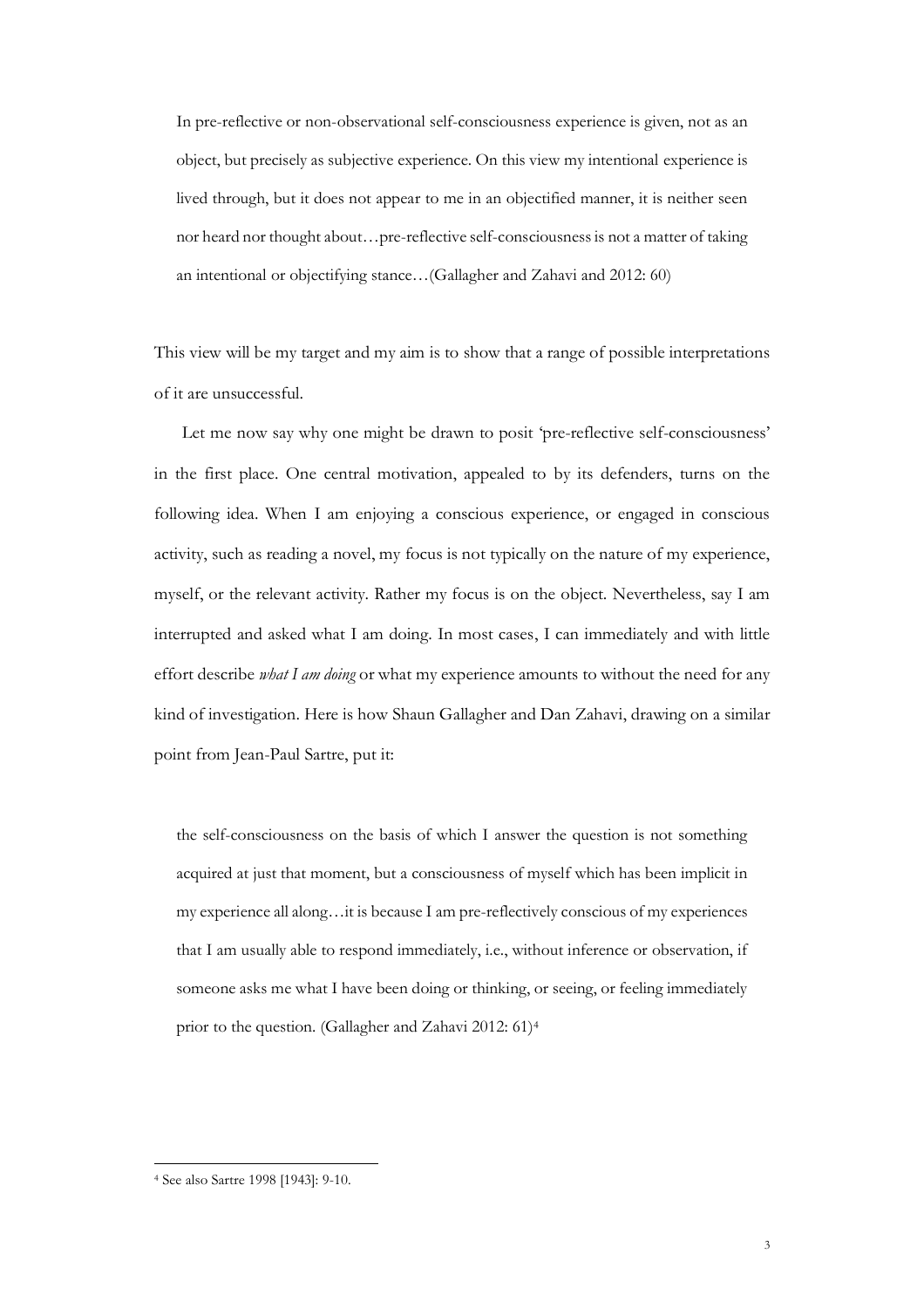> In pre-reflective or non-observational self-consciousness experience is given, not as an object, but precisely as subjective experience. On this view my intentional experience is lived through, but it does not appear to me in an objectified manner, it is neither seen nor heard nor thought about…pre-reflective self-consciousness is not a matter of taking an intentional or objectifying stance…(Gallagher and Zahavi and 2012: 60)

This view will be my target and my aim is to show that a range of possible interpretations of it are unsuccessful.

Let me now say why one might be drawn to posit 'pre-reflective self-consciousness' in the first place. One central motivation, appealed to by its defenders, turns on the following idea. When I am enjoying a conscious experience, or engaged in conscious activity, such as reading a novel, my focus is not typically on the nature of my experience, myself, or the relevant activity. Rather my focus is on the object. Nevertheless, say I am interrupted and asked what I am doing. In most cases, I can immediately and with little effort describe *what I am doing* or what my experience amounts to without the need for any kind of investigation. Here is how Shaun Gallagher and Dan Zahavi, drawing on a similar point from Jean-Paul Sartre, put it:

> the self-consciousness on the basis of which I answer the question is not something acquired at just that moment, but a consciousness of myself which has been implicit in my experience all along…it is because I am pre-reflectively conscious of my experiences that I am usually able to respond immediately, i.e., without inference or observation, if someone asks me what I have been doing or thinking, or seeing, or feeling immediately prior to the question. (Gallagher and Zahavi 2012: 61)[4]

[4] See also Sartre 1998 [1943]: 9-10.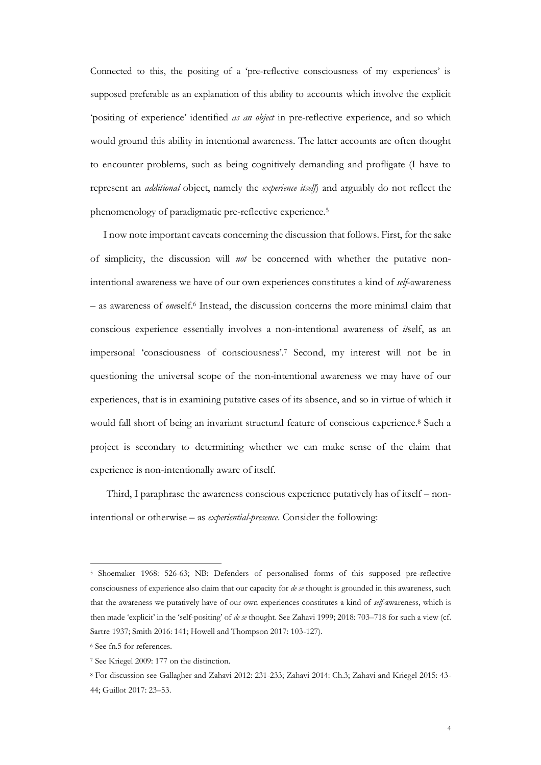Connected to this, the positing of a 'pre-reflective consciousness of my experiences' is supposed preferable as an explanation of this ability to accounts which involve the explicit 'positing of experience' identified *as an object* in pre-reflective experience, and so which would ground this ability in intentional awareness. The latter accounts are often thought to encounter problems, such as being cognitively demanding and profligate (I have to represent an *additional* object, namely the *experience itself*) and arguably do not reflect the phenomenology of paradigmatic pre-reflective experience.[5]

I now note important caveats concerning the discussion that follows. First, for the sake of simplicity, the discussion will *not* be concerned with whether the putative non-intentional awareness we have of our own experiences constitutes a kind of *self*-awareness – as awareness of *one*self.[6] Instead, the discussion concerns the more minimal claim that conscious experience essentially involves a non-intentional awareness of *it*self, as an impersonal 'consciousness of consciousness'.[7] Second, my interest will not be in questioning the universal scope of the non-intentional awareness we may have of our experiences, that is in examining putative cases of its absence, and so in virtue of which it would fall short of being an invariant structural feature of conscious experience.[8] Such a project is secondary to determining whether we can make sense of the claim that experience is non-intentionally aware of itself.

Third, I paraphrase the awareness conscious experience putatively has of itself – non-intentional or otherwise – as *experiential-presence*. Consider the following:

---

[5] Shoemaker 1968: 526-63; NB: Defenders of personalised forms of this supposed pre-reflective consciousness of experience also claim that our capacity for *de se* thought is grounded in this awareness, such that the awareness we putatively have of our own experiences constitutes a kind of *self*-awareness, which is then made 'explicit' in the 'self-positing' of *de se* thought. See Zahavi 1999; 2018: 703–718 for such a view (cf. Sartre 1937; Smith 2016: 141; Howell and Thompson 2017: 103-127).

[6] See fn.5 for references.

[7] See Kriegel 2009: 177 on the distinction.

[8] For discussion see Gallagher and Zahavi 2012: 231-233; Zahavi 2014: Ch.3; Zahavi and Kriegel 2015: 43-44; Guillot 2017: 23–53.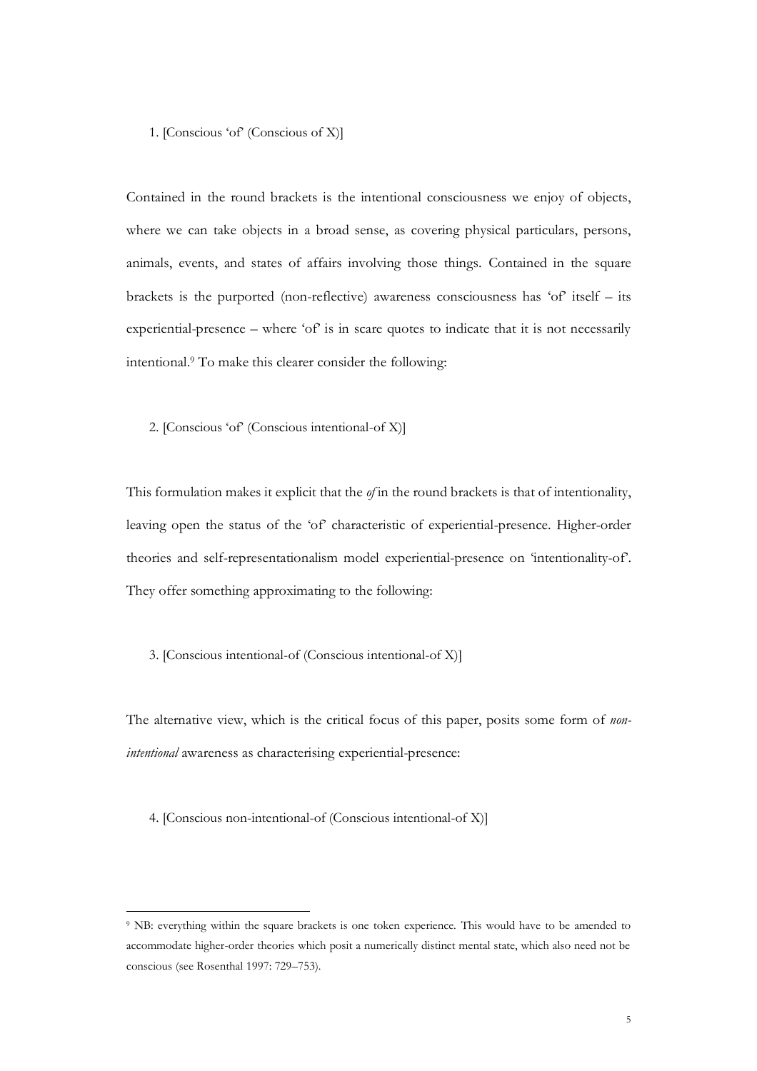1. [Conscious 'of' (Conscious of X)]

Contained in the round brackets is the intentional consciousness we enjoy of objects, where we can take objects in a broad sense, as covering physical particulars, persons, animals, events, and states of affairs involving those things. Contained in the square brackets is the purported (non-reflective) awareness consciousness has 'of' itself – its experiential-presence – where 'of' is in scare quotes to indicate that it is not necessarily intentional.[9] To make this clearer consider the following:

2. [Conscious 'of' (Conscious intentional-of X)]

This formulation makes it explicit that the *of* in the round brackets is that of intentionality, leaving open the status of the 'of' characteristic of experiential-presence. Higher-order theories and self-representationalism model experiential-presence on 'intentionality-of'. They offer something approximating to the following:

3. [Conscious intentional-of (Conscious intentional-of X)]

The alternative view, which is the critical focus of this paper, posits some form of *non-intentional* awareness as characterising experiential-presence:

4. [Conscious non-intentional-of (Conscious intentional-of X)]

---

[9] NB: everything within the square brackets is one token experience. This would have to be amended to accommodate higher-order theories which posit a numerically distinct mental state, which also need not be conscious (see Rosenthal 1997: 729–753).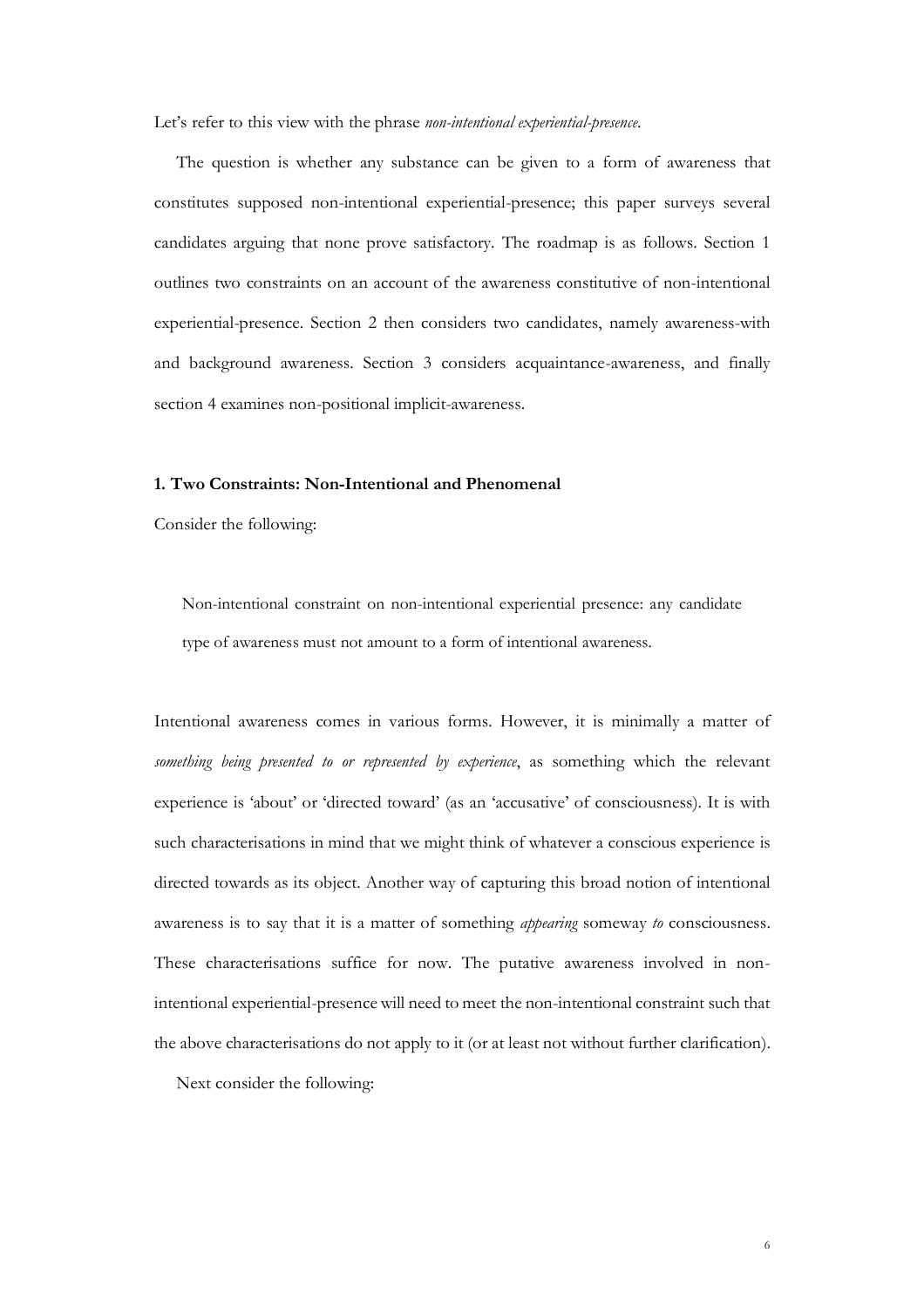Let's refer to this view with the phrase *non-intentional experiential-presence*.

The question is whether any substance can be given to a form of awareness that constitutes supposed non-intentional experiential-presence; this paper surveys several candidates arguing that none prove satisfactory. The roadmap is as follows. Section 1 outlines two constraints on an account of the awareness constitutive of non-intentional experiential-presence. Section 2 then considers two candidates, namely awareness-with and background awareness. Section 3 considers acquaintance-awareness, and finally section 4 examines non-positional implicit-awareness.

### 1. Two Constraints: Non-Intentional and Phenomenal

Consider the following:

> Non-intentional constraint on non-intentional experiential presence: any candidate type of awareness must not amount to a form of intentional awareness.

Intentional awareness comes in various forms. However, it is minimally a matter of *something being presented to or represented by experience*, as something which the relevant experience is 'about' or 'directed toward' (as an 'accusative' of consciousness). It is with such characterisations in mind that we might think of whatever a conscious experience is directed towards as its object. Another way of capturing this broad notion of intentional awareness is to say that it is a matter of something *appearing* someway *to* consciousness. These characterisations suffice for now. The putative awareness involved in non-intentional experiential-presence will need to meet the non-intentional constraint such that the above characterisations do not apply to it (or at least not without further clarification).

Next consider the following: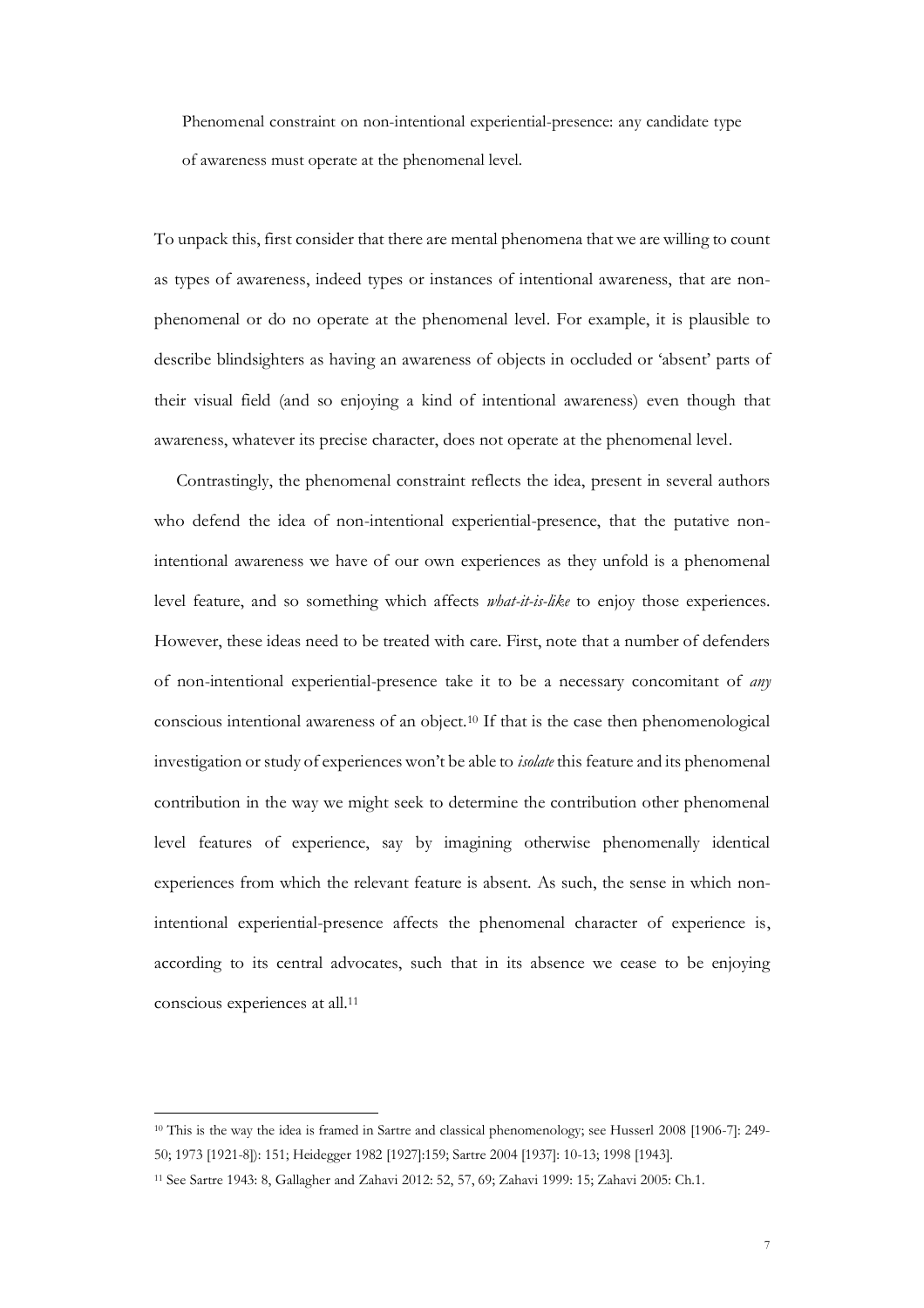> Phenomenal constraint on non-intentional experiential-presence: any candidate type of awareness must operate at the phenomenal level.

To unpack this, first consider that there are mental phenomena that we are willing to count as types of awareness, indeed types or instances of intentional awareness, that are non-phenomenal or do no operate at the phenomenal level. For example, it is plausible to describe blindsighters as having an awareness of objects in occluded or 'absent' parts of their visual field (and so enjoying a kind of intentional awareness) even though that awareness, whatever its precise character, does not operate at the phenomenal level.

Contrastingly, the phenomenal constraint reflects the idea, present in several authors who defend the idea of non-intentional experiential-presence, that the putative non-intentional awareness we have of our own experiences as they unfold is a phenomenal level feature, and so something which affects *what-it-is-like* to enjoy those experiences. However, these ideas need to be treated with care. First, note that a number of defenders of non-intentional experiential-presence take it to be a necessary concomitant of *any* conscious intentional awareness of an object.[10] If that is the case then phenomenological investigation or study of experiences won't be able to *isolate* this feature and its phenomenal contribution in the way we might seek to determine the contribution other phenomenal level features of experience, say by imagining otherwise phenomenally identical experiences from which the relevant feature is absent. As such, the sense in which non-intentional experiential-presence affects the phenomenal character of experience is, according to its central advocates, such that in its absence we cease to be enjoying conscious experiences at all.[11]

---

[10] This is the way the idea is framed in Sartre and classical phenomenology; see Husserl 2008 [1906-7]: 249-50; 1973 [1921-8]): 151; Heidegger 1982 [1927]:159; Sartre 2004 [1937]: 10-13; 1998 [1943].

[11] See Sartre 1943: 8, Gallagher and Zahavi 2012: 52, 57, 69; Zahavi 1999: 15; Zahavi 2005: Ch.1.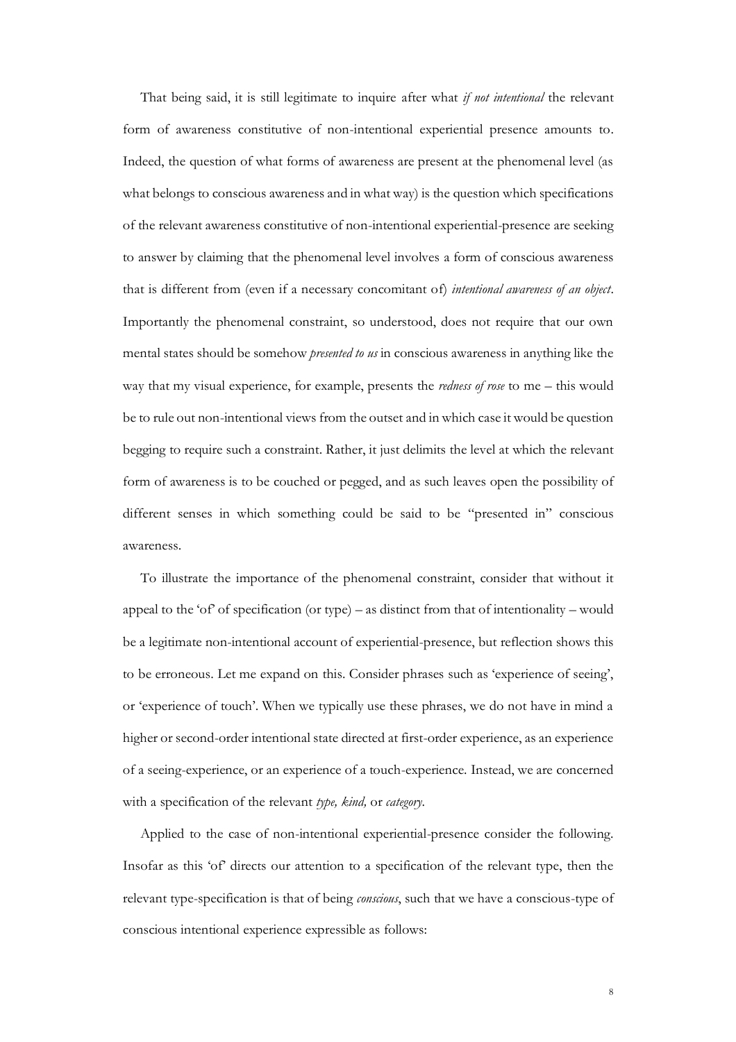That being said, it is still legitimate to inquire after what *if not intentional* the relevant form of awareness constitutive of non-intentional experiential presence amounts to. Indeed, the question of what forms of awareness are present at the phenomenal level (as what belongs to conscious awareness and in what way) is the question which specifications of the relevant awareness constitutive of non-intentional experiential-presence are seeking to answer by claiming that the phenomenal level involves a form of conscious awareness that is different from (even if a necessary concomitant of) *intentional awareness of an object*. Importantly the phenomenal constraint, so understood, does not require that our own mental states should be somehow *presented to us* in conscious awareness in anything like the way that my visual experience, for example, presents the *redness of rose* to me – this would be to rule out non-intentional views from the outset and in which case it would be question begging to require such a constraint. Rather, it just delimits the level at which the relevant form of awareness is to be couched or pegged, and as such leaves open the possibility of different senses in which something could be said to be "presented in" conscious awareness.

To illustrate the importance of the phenomenal constraint, consider that without it appeal to the 'of' of specification (or type) – as distinct from that of intentionality – would be a legitimate non-intentional account of experiential-presence, but reflection shows this to be erroneous. Let me expand on this. Consider phrases such as 'experience of seeing', or 'experience of touch'. When we typically use these phrases, we do not have in mind a higher or second-order intentional state directed at first-order experience, as an experience of a seeing-experience, or an experience of a touch-experience. Instead, we are concerned with a specification of the relevant *type, kind,* or *category*.

Applied to the case of non-intentional experiential-presence consider the following. Insofar as this 'of' directs our attention to a specification of the relevant type, then the relevant type-specification is that of being *conscious*, such that we have a conscious-type of conscious intentional experience expressible as follows: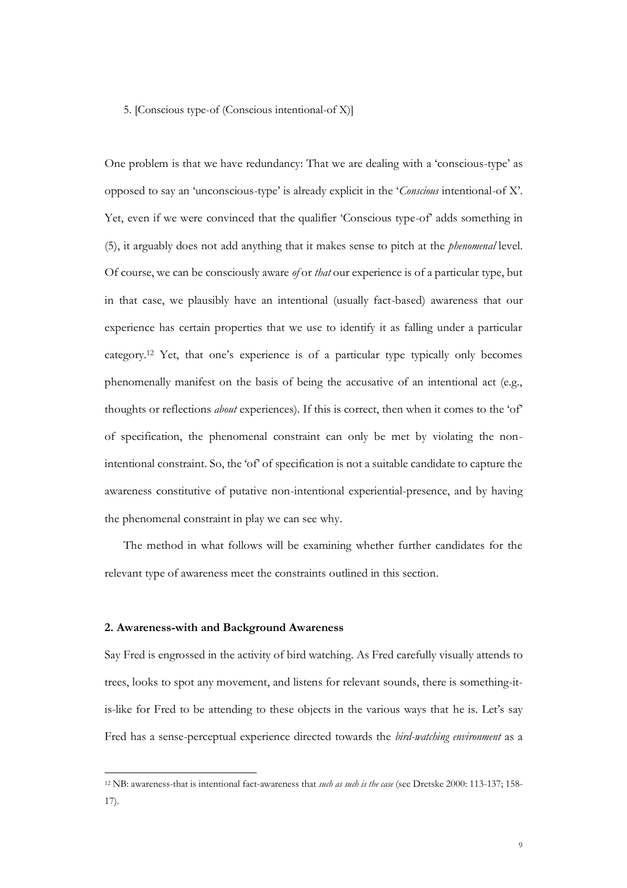5. [Conscious type-of (Conscious intentional-of X)]

One problem is that we have redundancy: That we are dealing with a 'conscious-type' as opposed to say an 'unconscious-type' is already explicit in the '*Conscious* intentional-of X'. Yet, even if we were convinced that the qualifier 'Conscious type-of' adds something in (5), it arguably does not add anything that it makes sense to pitch at the *phenomenal* level. Of course, we can be consciously aware *of* or *that* our experience is of a particular type, but in that case, we plausibly have an intentional (usually fact-based) awareness that our experience has certain properties that we use to identify it as falling under a particular category.[12] Yet, that one's experience is of a particular type typically only becomes phenomenally manifest on the basis of being the accusative of an intentional act (e.g., thoughts or reflections *about* experiences). If this is correct, then when it comes to the 'of' of specification, the phenomenal constraint can only be met by violating the non-intentional constraint. So, the 'of' of specification is not a suitable candidate to capture the awareness constitutive of putative non-intentional experiential-presence, and by having the phenomenal constraint in play we can see why.

The method in what follows will be examining whether further candidates for the relevant type of awareness meet the constraints outlined in this section.

## 2. Awareness-with and Background Awareness

Say Fred is engrossed in the activity of bird watching. As Fred carefully visually attends to trees, looks to spot any movement, and listens for relevant sounds, there is something-it-is-like for Fred to be attending to these objects in the various ways that he is. Let's say Fred has a sense-perceptual experience directed towards the *bird-watching environment* as a

[12] NB: awareness-that is intentional fact-awareness that *such as such is the case* (see Dretske 2000: 113-137; 158-17).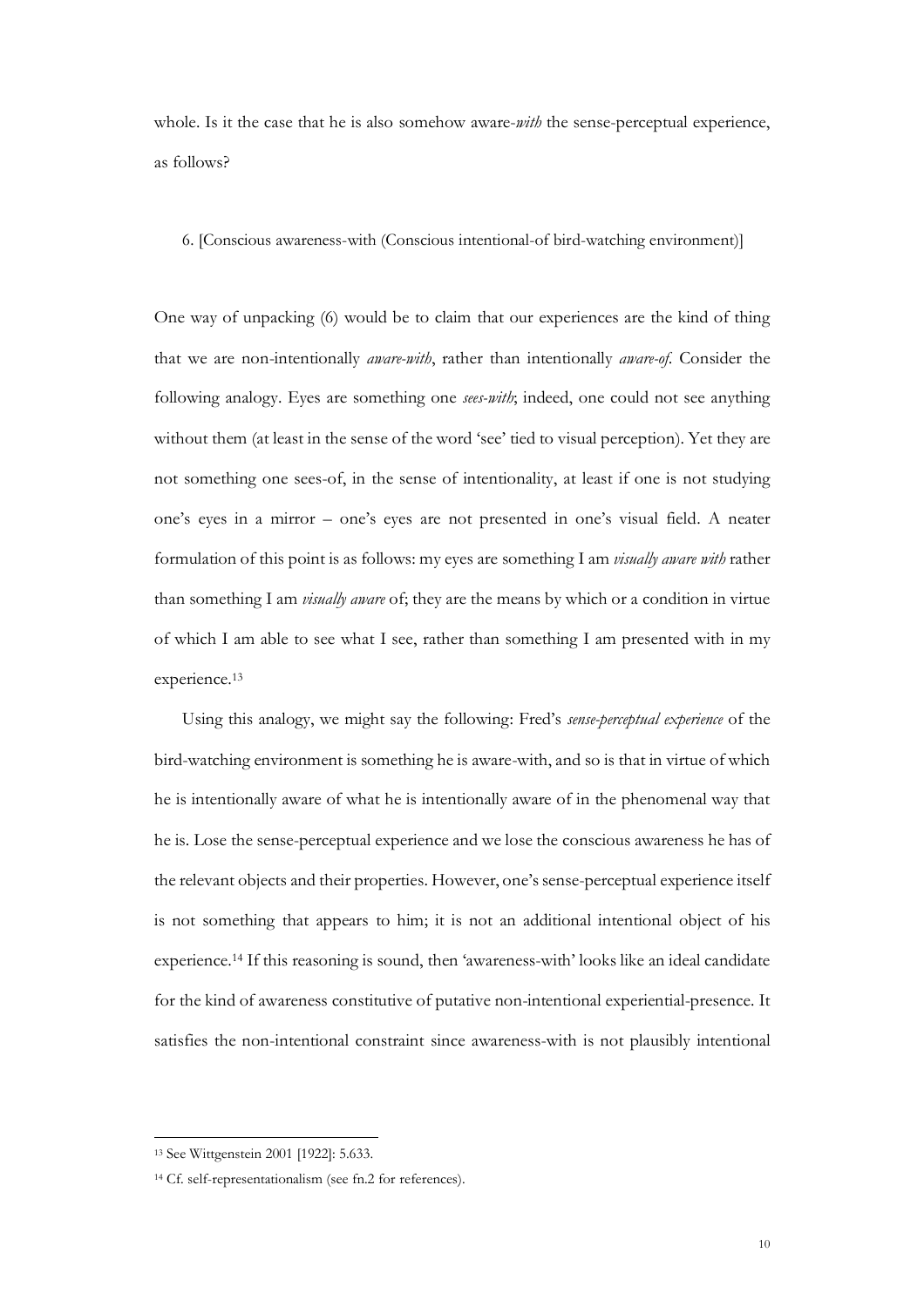whole. Is it the case that he is also somehow aware-*with* the sense-perceptual experience, as follows?

6. [Conscious awareness-with (Conscious intentional-of bird-watching environment)]

One way of unpacking (6) would be to claim that our experiences are the kind of thing that we are non-intentionally *aware-with*, rather than intentionally *aware-of*. Consider the following analogy. Eyes are something one *sees-with*; indeed, one could not see anything without them (at least in the sense of the word 'see' tied to visual perception). Yet they are not something one sees-of, in the sense of intentionality, at least if one is not studying one's eyes in a mirror – one's eyes are not presented in one's visual field. A neater formulation of this point is as follows: my eyes are something I am *visually aware with* rather than something I am *visually aware* of; they are the means by which or a condition in virtue of which I am able to see what I see, rather than something I am presented with in my experience.[13]

Using this analogy, we might say the following: Fred's *sense-perceptual experience* of the bird-watching environment is something he is aware-with, and so is that in virtue of which he is intentionally aware of what he is intentionally aware of in the phenomenal way that he is. Lose the sense-perceptual experience and we lose the conscious awareness he has of the relevant objects and their properties. However, one's sense-perceptual experience itself is not something that appears to him; it is not an additional intentional object of his experience.[14] If this reasoning is sound, then 'awareness-with' looks like an ideal candidate for the kind of awareness constitutive of putative non-intentional experiential-presence. It satisfies the non-intentional constraint since awareness-with is not plausibly intentional

[13] See Wittgenstein 2001 [1922]: 5.633.

[14] Cf. self-representationalism (see fn.2 for references).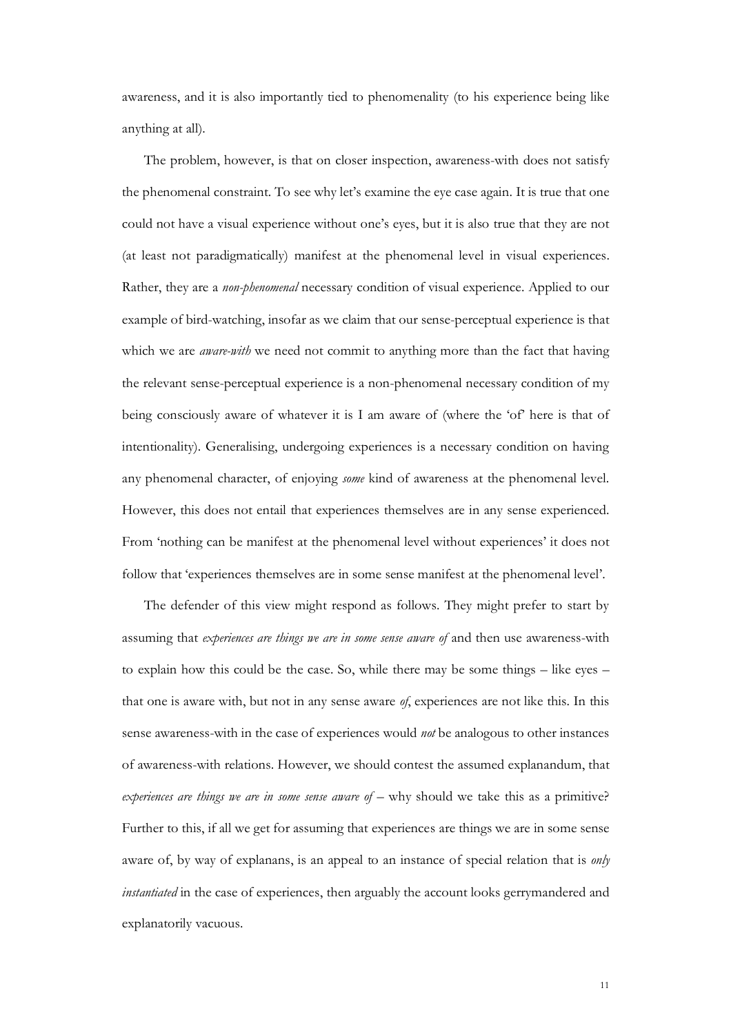awareness, and it is also importantly tied to phenomenality (to his experience being like anything at all).

The problem, however, is that on closer inspection, awareness-with does not satisfy the phenomenal constraint. To see why let's examine the eye case again. It is true that one could not have a visual experience without one's eyes, but it is also true that they are not (at least not paradigmatically) manifest at the phenomenal level in visual experiences. Rather, they are a *non-phenomenal* necessary condition of visual experience. Applied to our example of bird-watching, insofar as we claim that our sense-perceptual experience is that which we are *aware-with* we need not commit to anything more than the fact that having the relevant sense-perceptual experience is a non-phenomenal necessary condition of my being consciously aware of whatever it is I am aware of (where the 'of' here is that of intentionality). Generalising, undergoing experiences is a necessary condition on having any phenomenal character, of enjoying *some* kind of awareness at the phenomenal level. However, this does not entail that experiences themselves are in any sense experienced. From 'nothing can be manifest at the phenomenal level without experiences' it does not follow that 'experiences themselves are in some sense manifest at the phenomenal level'.

The defender of this view might respond as follows. They might prefer to start by assuming that *experiences are things we are in some sense aware of* and then use awareness-with to explain how this could be the case. So, while there may be some things – like eyes – that one is aware with, but not in any sense aware *of*, experiences are not like this. In this sense awareness-with in the case of experiences would *not* be analogous to other instances of awareness-with relations. However, we should contest the assumed explanandum, that *experiences are things we are in some sense aware of* – why should we take this as a primitive? Further to this, if all we get for assuming that experiences are things we are in some sense aware of, by way of explanans, is an appeal to an instance of special relation that is *only instantiated* in the case of experiences, then arguably the account looks gerrymandered and explanatorily vacuous.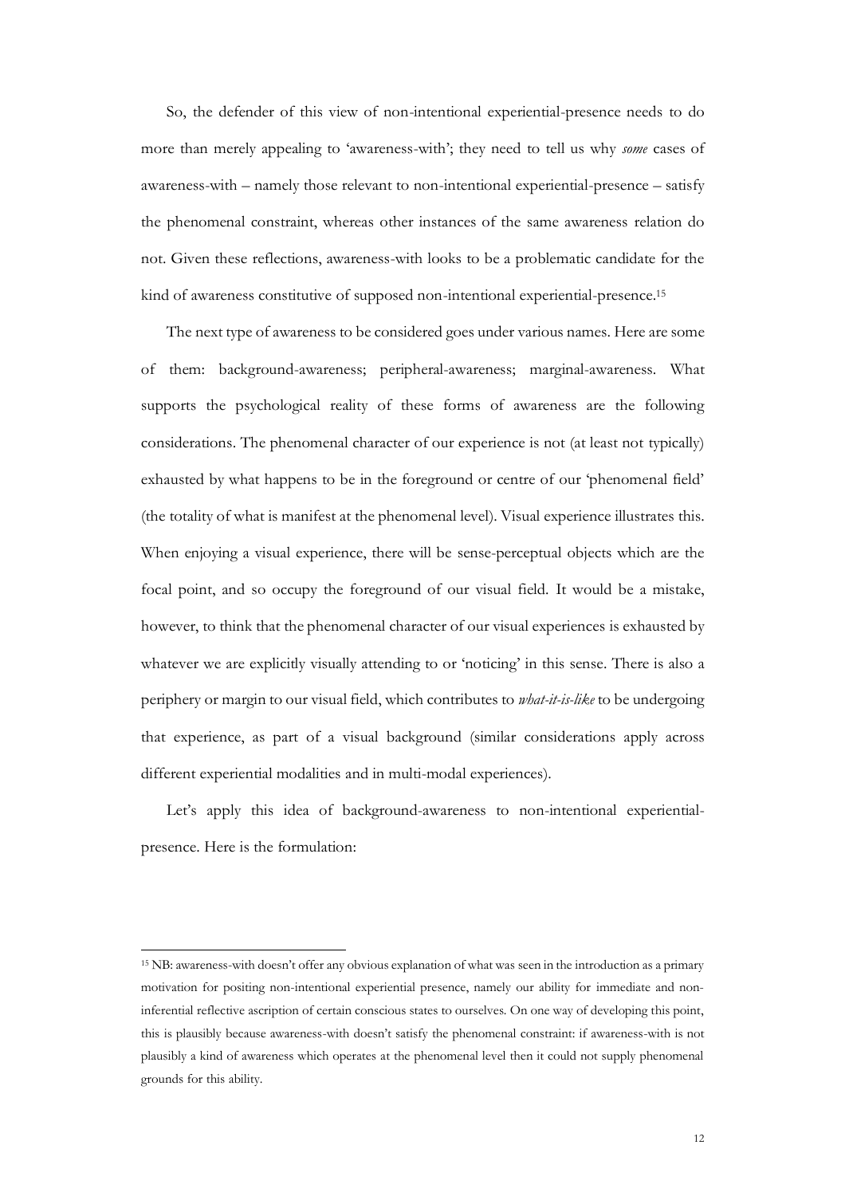So, the defender of this view of non-intentional experiential-presence needs to do more than merely appealing to 'awareness-with'; they need to tell us why *some* cases of awareness-with – namely those relevant to non-intentional experiential-presence – satisfy the phenomenal constraint, whereas other instances of the same awareness relation do not. Given these reflections, awareness-with looks to be a problematic candidate for the kind of awareness constitutive of supposed non-intentional experiential-presence.[15]

The next type of awareness to be considered goes under various names. Here are some of them: background-awareness; peripheral-awareness; marginal-awareness. What supports the psychological reality of these forms of awareness are the following considerations. The phenomenal character of our experience is not (at least not typically) exhausted by what happens to be in the foreground or centre of our 'phenomenal field' (the totality of what is manifest at the phenomenal level). Visual experience illustrates this. When enjoying a visual experience, there will be sense-perceptual objects which are the focal point, and so occupy the foreground of our visual field. It would be a mistake, however, to think that the phenomenal character of our visual experiences is exhausted by whatever we are explicitly visually attending to or 'noticing' in this sense. There is also a periphery or margin to our visual field, which contributes to *what-it-is-like* to be undergoing that experience, as part of a visual background (similar considerations apply across different experiential modalities and in multi-modal experiences).

Let's apply this idea of background-awareness to non-intentional experiential-presence. Here is the formulation:

---

[15] NB: awareness-with doesn't offer any obvious explanation of what was seen in the introduction as a primary motivation for positing non-intentional experiential presence, namely our ability for immediate and non-inferential reflective ascription of certain conscious states to ourselves. On one way of developing this point, this is plausibly because awareness-with doesn't satisfy the phenomenal constraint: if awareness-with is not plausibly a kind of awareness which operates at the phenomenal level then it could not supply phenomenal grounds for this ability.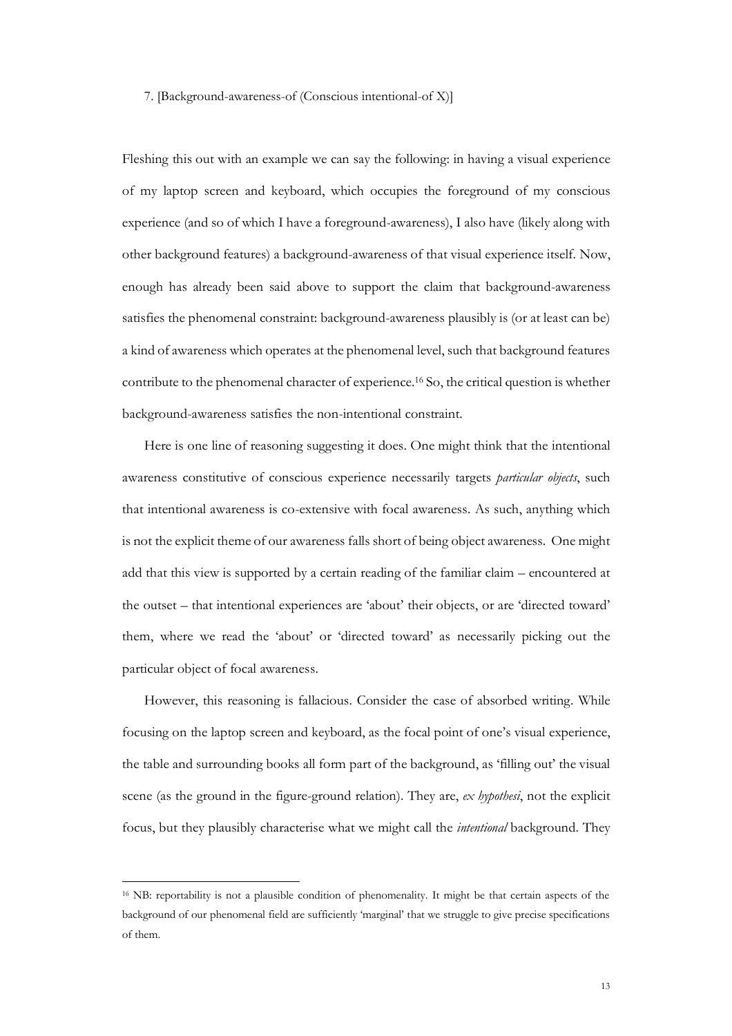7. [Background-awareness-of (Conscious intentional-of X)]

Fleshing this out with an example we can say the following: in having a visual experience of my laptop screen and keyboard, which occupies the foreground of my conscious experience (and so of which I have a foreground-awareness), I also have (likely along with other background features) a background-awareness of that visual experience itself. Now, enough has already been said above to support the claim that background-awareness satisfies the phenomenal constraint: background-awareness plausibly is (or at least can be) a kind of awareness which operates at the phenomenal level, such that background features contribute to the phenomenal character of experience.[16] So, the critical question is whether background-awareness satisfies the non-intentional constraint.

Here is one line of reasoning suggesting it does. One might think that the intentional awareness constitutive of conscious experience necessarily targets *particular objects*, such that intentional awareness is co-extensive with focal awareness. As such, anything which is not the explicit theme of our awareness falls short of being object awareness. One might add that this view is supported by a certain reading of the familiar claim – encountered at the outset – that intentional experiences are 'about' their objects, or are 'directed toward' them, where we read the 'about' or 'directed toward' as necessarily picking out the particular object of focal awareness.

However, this reasoning is fallacious. Consider the case of absorbed writing. While focusing on the laptop screen and keyboard, as the focal point of one's visual experience, the table and surrounding books all form part of the background, as 'filling out' the visual scene (as the ground in the figure-ground relation). They are, *ex hypothesi*, not the explicit focus, but they plausibly characterise what we might call the *intentional* background. They

[16] NB: reportability is not a plausible condition of phenomenality. It might be that certain aspects of the background of our phenomenal field are sufficiently 'marginal' that we struggle to give precise specifications of them.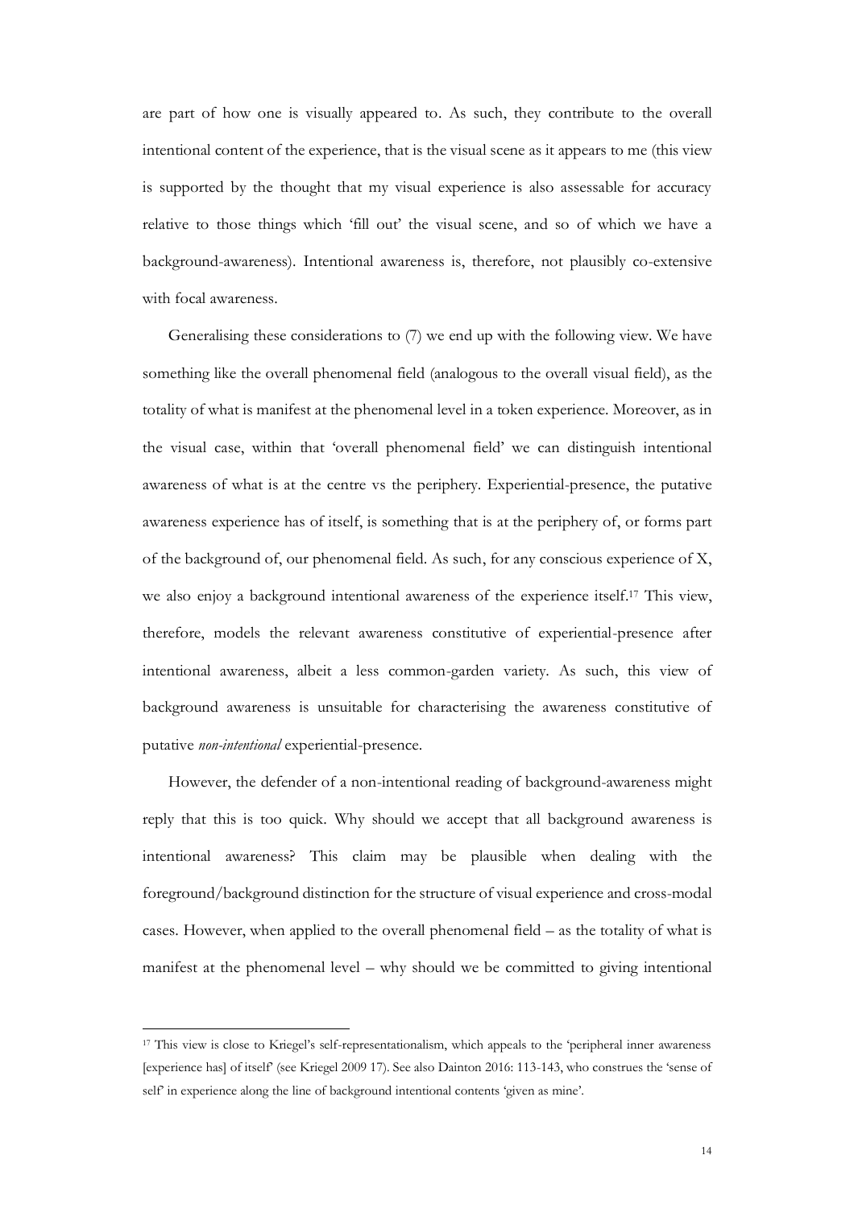are part of how one is visually appeared to. As such, they contribute to the overall intentional content of the experience, that is the visual scene as it appears to me (this view is supported by the thought that my visual experience is also assessable for accuracy relative to those things which 'fill out' the visual scene, and so of which we have a background-awareness). Intentional awareness is, therefore, not plausibly co-extensive with focal awareness.

Generalising these considerations to (7) we end up with the following view. We have something like the overall phenomenal field (analogous to the overall visual field), as the totality of what is manifest at the phenomenal level in a token experience. Moreover, as in the visual case, within that 'overall phenomenal field' we can distinguish intentional awareness of what is at the centre vs the periphery. Experiential-presence, the putative awareness experience has of itself, is something that is at the periphery of, or forms part of the background of, our phenomenal field. As such, for any conscious experience of X, we also enjoy a background intentional awareness of the experience itself.[17] This view, therefore, models the relevant awareness constitutive of experiential-presence after intentional awareness, albeit a less common-garden variety. As such, this view of background awareness is unsuitable for characterising the awareness constitutive of putative *non-intentional* experiential-presence.

However, the defender of a non-intentional reading of background-awareness might reply that this is too quick. Why should we accept that all background awareness is intentional awareness? This claim may be plausible when dealing with the foreground/background distinction for the structure of visual experience and cross-modal cases. However, when applied to the overall phenomenal field – as the totality of what is manifest at the phenomenal level – why should we be committed to giving intentional

---

[17] This view is close to Kriegel's self-representationalism, which appeals to the 'peripheral inner awareness [experience has] of itself' (see Kriegel 2009 17). See also Dainton 2016: 113-143, who construes the 'sense of self' in experience along the line of background intentional contents 'given as mine'.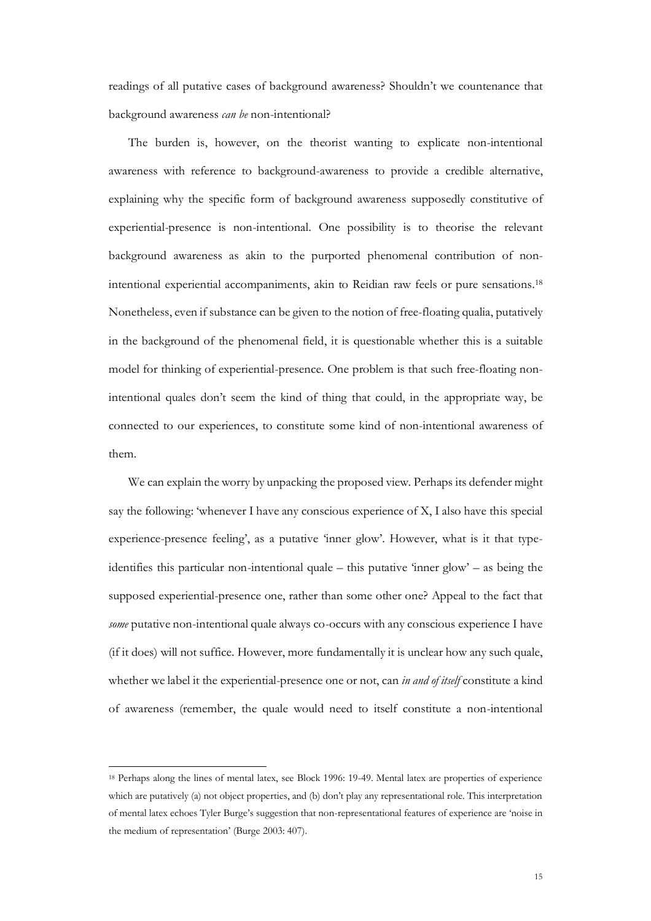readings of all putative cases of background awareness? Shouldn't we countenance that background awareness *can be* non-intentional?

The burden is, however, on the theorist wanting to explicate non-intentional awareness with reference to background-awareness to provide a credible alternative, explaining why the specific form of background awareness supposedly constitutive of experiential-presence is non-intentional. One possibility is to theorise the relevant background awareness as akin to the purported phenomenal contribution of non-intentional experiential accompaniments, akin to Reidian raw feels or pure sensations.[18] Nonetheless, even if substance can be given to the notion of free-floating qualia, putatively in the background of the phenomenal field, it is questionable whether this is a suitable model for thinking of experiential-presence. One problem is that such free-floating non-intentional quales don't seem the kind of thing that could, in the appropriate way, be connected to our experiences, to constitute some kind of non-intentional awareness of them.

We can explain the worry by unpacking the proposed view. Perhaps its defender might say the following: 'whenever I have any conscious experience of X, I also have this special experience-presence feeling', as a putative 'inner glow'. However, what is it that type-identifies this particular non-intentional quale – this putative 'inner glow' – as being the supposed experiential-presence one, rather than some other one? Appeal to the fact that *some* putative non-intentional quale always co-occurs with any conscious experience I have (if it does) will not suffice. However, more fundamentally it is unclear how any such quale, whether we label it the experiential-presence one or not, can *in and of itself* constitute a kind of awareness (remember, the quale would need to itself constitute a non-intentional

[18] Perhaps along the lines of mental latex, see Block 1996: 19-49. Mental latex are properties of experience which are putatively (a) not object properties, and (b) don't play any representational role. This interpretation of mental latex echoes Tyler Burge's suggestion that non-representational features of experience are 'noise in the medium of representation' (Burge 2003: 407).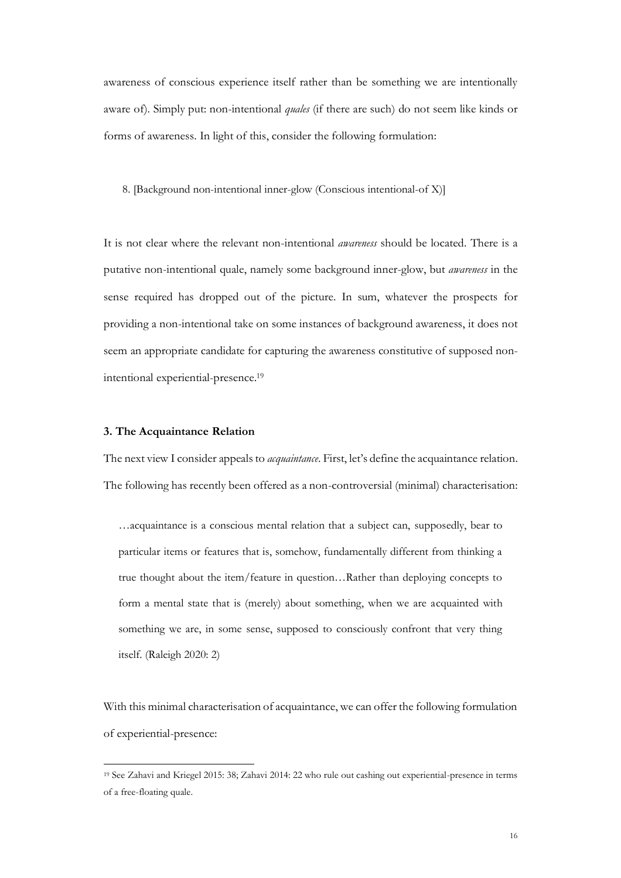awareness of conscious experience itself rather than be something we are intentionally aware of). Simply put: non-intentional *quales* (if there are such) do not seem like kinds or forms of awareness. In light of this, consider the following formulation:

8. [Background non-intentional inner-glow (Conscious intentional-of X)]

It is not clear where the relevant non-intentional *awareness* should be located. There is a putative non-intentional quale, namely some background inner-glow, but *awareness* in the sense required has dropped out of the picture. In sum, whatever the prospects for providing a non-intentional take on some instances of background awareness, it does not seem an appropriate candidate for capturing the awareness constitutive of supposed non-intentional experiential-presence.[19]

### 3. The Acquaintance Relation

The next view I consider appeals to *acquaintance*. First, let's define the acquaintance relation. The following has recently been offered as a non-controversial (minimal) characterisation:

> …acquaintance is a conscious mental relation that a subject can, supposedly, bear to particular items or features that is, somehow, fundamentally different from thinking a true thought about the item/feature in question…Rather than deploying concepts to form a mental state that is (merely) about something, when we are acquainted with something we are, in some sense, supposed to consciously confront that very thing itself. (Raleigh 2020: 2)

With this minimal characterisation of acquaintance, we can offer the following formulation of experiential-presence:

---

[19] See Zahavi and Kriegel 2015: 38; Zahavi 2014: 22 who rule out cashing out experiential-presence in terms of a free-floating quale.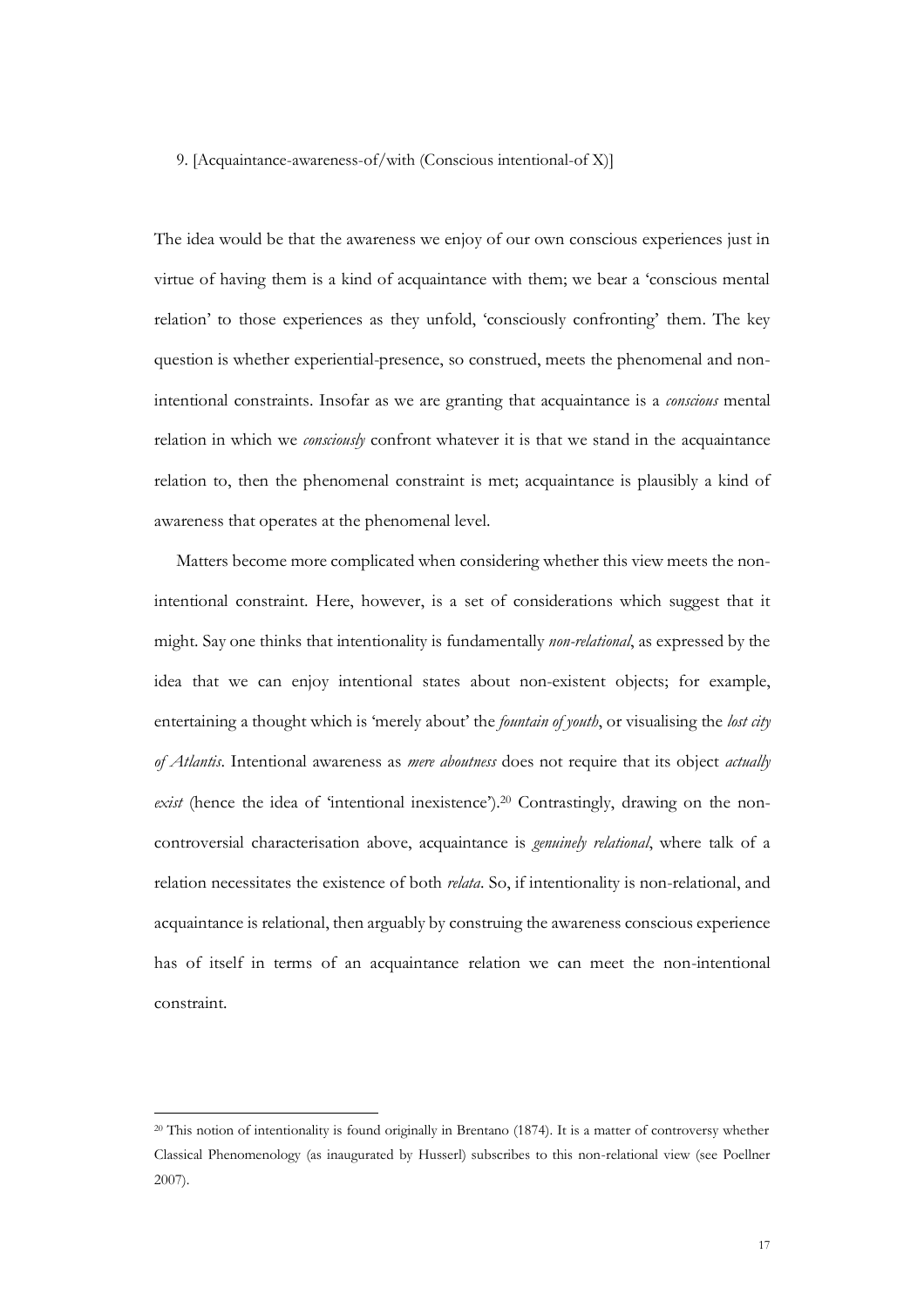9. [Acquaintance-awareness-of/with (Conscious intentional-of X)]

The idea would be that the awareness we enjoy of our own conscious experiences just in virtue of having them is a kind of acquaintance with them; we bear a 'conscious mental relation' to those experiences as they unfold, 'consciously confronting' them. The key question is whether experiential-presence, so construed, meets the phenomenal and non-intentional constraints. Insofar as we are granting that acquaintance is a *conscious* mental relation in which we *consciously* confront whatever it is that we stand in the acquaintance relation to, then the phenomenal constraint is met; acquaintance is plausibly a kind of awareness that operates at the phenomenal level.

Matters become more complicated when considering whether this view meets the non-intentional constraint. Here, however, is a set of considerations which suggest that it might. Say one thinks that intentionality is fundamentally *non-relational*, as expressed by the idea that we can enjoy intentional states about non-existent objects; for example, entertaining a thought which is 'merely about' the *fountain of youth*, or visualising the *lost city of Atlantis*. Intentional awareness as *mere aboutness* does not require that its object *actually exist* (hence the idea of 'intentional inexistence').[20] Contrastingly, drawing on the non-controversial characterisation above, acquaintance is *genuinely relational*, where talk of a relation necessitates the existence of both *relata*. So, if intentionality is non-relational, and acquaintance is relational, then arguably by construing the awareness conscious experience has of itself in terms of an acquaintance relation we can meet the non-intentional constraint.

[20] This notion of intentionality is found originally in Brentano (1874). It is a matter of controversy whether Classical Phenomenology (as inaugurated by Husserl) subscribes to this non-relational view (see Poellner 2007).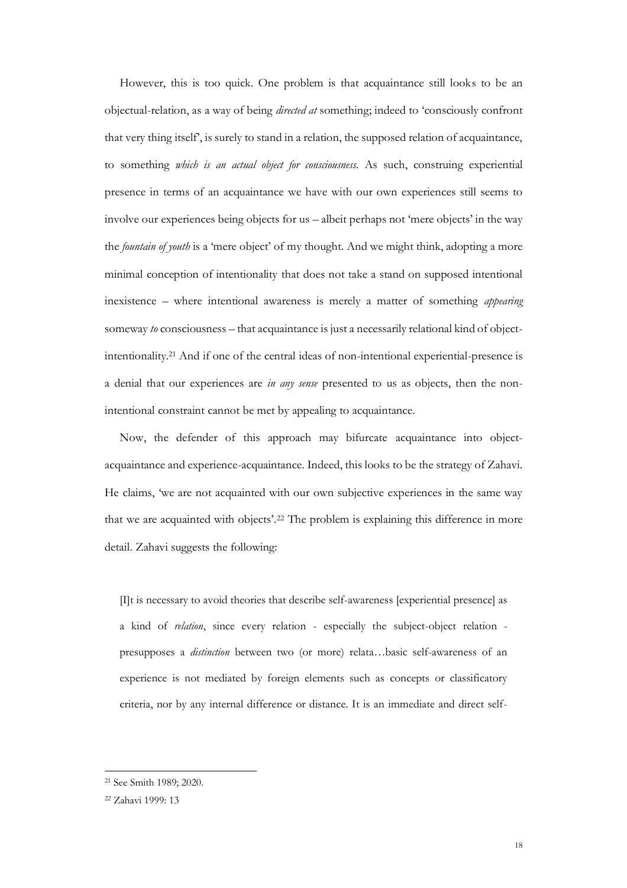However, this is too quick. One problem is that acquaintance still looks to be an objectual-relation, as a way of being *directed at* something; indeed to 'consciously confront that very thing itself', is surely to stand in a relation, the supposed relation of acquaintance, to something *which is an actual object for consciousness*. As such, construing experiential presence in terms of an acquaintance we have with our own experiences still seems to involve our experiences being objects for us – albeit perhaps not 'mere objects' in the way the *fountain of youth* is a 'mere object' of my thought. And we might think, adopting a more minimal conception of intentionality that does not take a stand on supposed intentional inexistence – where intentional awareness is merely a matter of something *appearing* someway *to* consciousness – that acquaintance is just a necessarily relational kind of object-intentionality.[21] And if one of the central ideas of non-intentional experiential-presence is a denial that our experiences are *in any sense* presented to us as objects, then the non-intentional constraint cannot be met by appealing to acquaintance.

Now, the defender of this approach may bifurcate acquaintance into object-acquaintance and experience-acquaintance. Indeed, this looks to be the strategy of Zahavi. He claims, 'we are not acquainted with our own subjective experiences in the same way that we are acquainted with objects'.[22] The problem is explaining this difference in more detail. Zahavi suggests the following:

> [I]t is necessary to avoid theories that describe self-awareness [experiential presence] as a kind of *relation*, since every relation - especially the subject-object relation - presupposes a *distinction* between two (or more) relata…basic self-awareness of an experience is not mediated by foreign elements such as concepts or classificatory criteria, nor by any internal difference or distance. It is an immediate and direct self-

---

[21] See Smith 1989; 2020.

[22] Zahavi 1999: 13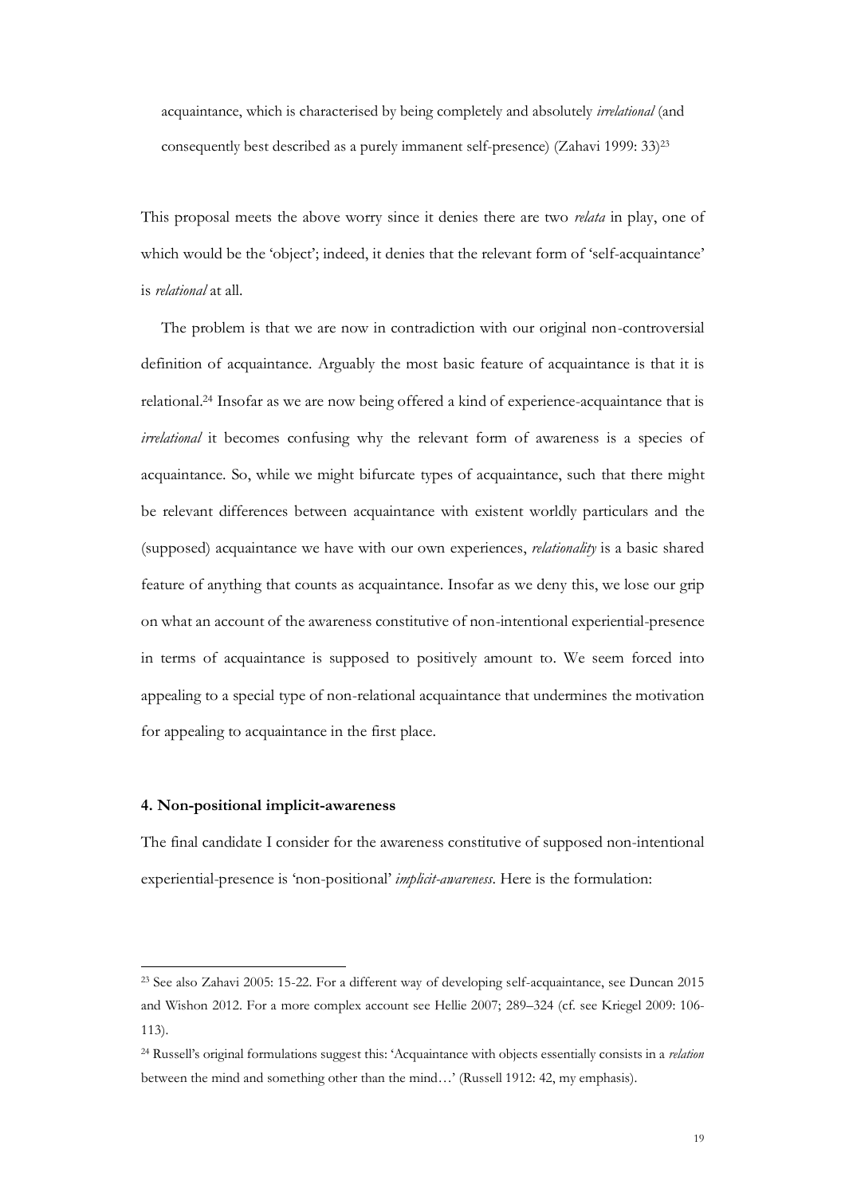> acquaintance, which is characterised by being completely and absolutely *irrelational* (and consequently best described as a purely immanent self-presence) (Zahavi 1999: 33)[23]

This proposal meets the above worry since it denies there are two *relata* in play, one of which would be the 'object'; indeed, it denies that the relevant form of 'self-acquaintance' is *relational* at all.

The problem is that we are now in contradiction with our original non-controversial definition of acquaintance. Arguably the most basic feature of acquaintance is that it is relational.[24] Insofar as we are now being offered a kind of experience-acquaintance that is *irrelational* it becomes confusing why the relevant form of awareness is a species of acquaintance. So, while we might bifurcate types of acquaintance, such that there might be relevant differences between acquaintance with existent worldly particulars and the (supposed) acquaintance we have with our own experiences, *relationality* is a basic shared feature of anything that counts as acquaintance. Insofar as we deny this, we lose our grip on what an account of the awareness constitutive of non-intentional experiential-presence in terms of acquaintance is supposed to positively amount to. We seem forced into appealing to a special type of non-relational acquaintance that undermines the motivation for appealing to acquaintance in the first place.

### 4. Non-positional implicit-awareness

The final candidate I consider for the awareness constitutive of supposed non-intentional experiential-presence is 'non-positional' *implicit-awareness*. Here is the formulation:

---

[23] See also Zahavi 2005: 15-22. For a different way of developing self-acquaintance, see Duncan 2015 and Wishon 2012. For a more complex account see Hellie 2007; 289–324 (cf. see Kriegel 2009: 106-113).

[24] Russell's original formulations suggest this: 'Acquaintance with objects essentially consists in a *relation* between the mind and something other than the mind…' (Russell 1912: 42, my emphasis).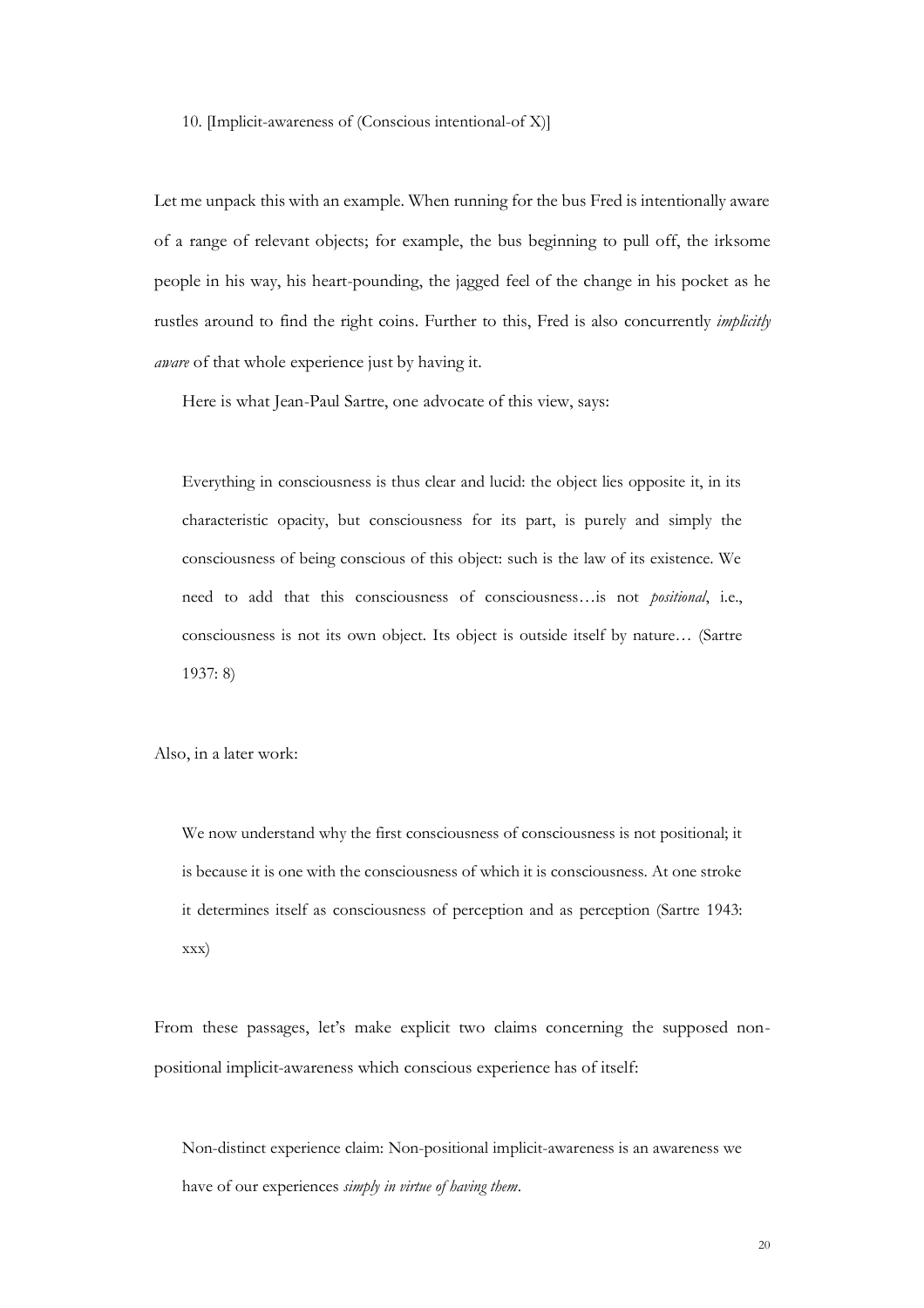10. [Implicit-awareness of (Conscious intentional-of X)]

Let me unpack this with an example. When running for the bus Fred is intentionally aware of a range of relevant objects; for example, the bus beginning to pull off, the irksome people in his way, his heart-pounding, the jagged feel of the change in his pocket as he rustles around to find the right coins. Further to this, Fred is also concurrently *implicitly aware* of that whole experience just by having it.

Here is what Jean-Paul Sartre, one advocate of this view, says:

> Everything in consciousness is thus clear and lucid: the object lies opposite it, in its characteristic opacity, but consciousness for its part, is purely and simply the consciousness of being conscious of this object: such is the law of its existence. We need to add that this consciousness of consciousness…is not *positional*, i.e., consciousness is not its own object. Its object is outside itself by nature… (Sartre 1937: 8)

Also, in a later work:

> We now understand why the first consciousness of consciousness is not positional; it is because it is one with the consciousness of which it is consciousness. At one stroke it determines itself as consciousness of perception and as perception (Sartre 1943: xxx)

From these passages, let's make explicit two claims concerning the supposed non-positional implicit-awareness which conscious experience has of itself:

> Non-distinct experience claim: Non-positional implicit-awareness is an awareness we have of our experiences *simply in virtue of having them*.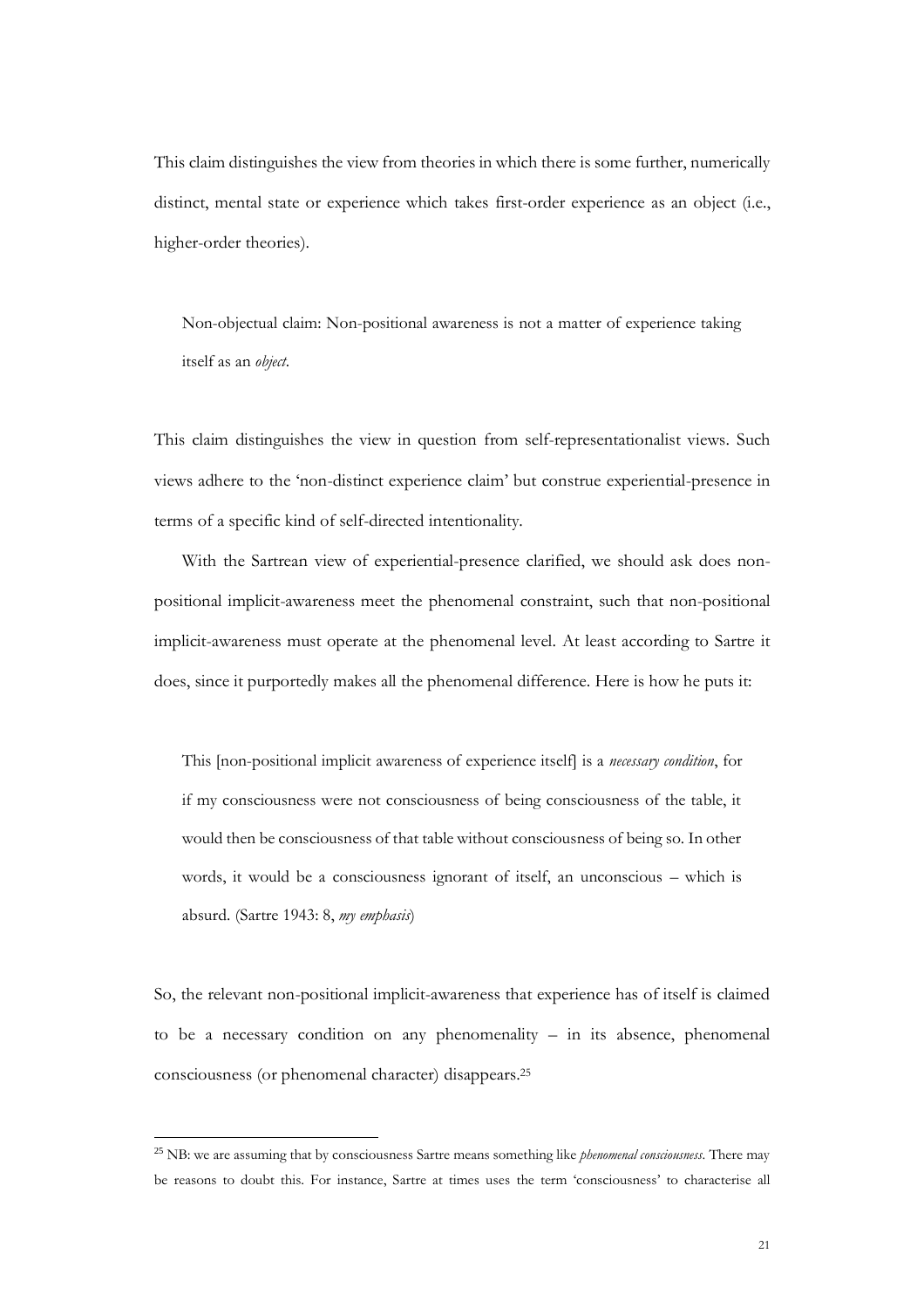This claim distinguishes the view from theories in which there is some further, numerically distinct, mental state or experience which takes first-order experience as an object (i.e., higher-order theories).

> Non-objectual claim: Non-positional awareness is not a matter of experience taking itself as an *object*.

This claim distinguishes the view in question from self-representationalist views. Such views adhere to the 'non-distinct experience claim' but construe experiential-presence in terms of a specific kind of self-directed intentionality.

With the Sartrean view of experiential-presence clarified, we should ask does non-positional implicit-awareness meet the phenomenal constraint, such that non-positional implicit-awareness must operate at the phenomenal level. At least according to Sartre it does, since it purportedly makes all the phenomenal difference. Here is how he puts it:

> This [non-positional implicit awareness of experience itself] is a *necessary condition*, for if my consciousness were not consciousness of being consciousness of the table, it would then be consciousness of that table without consciousness of being so. In other words, it would be a consciousness ignorant of itself, an unconscious – which is absurd. (Sartre 1943: 8, *my emphasis*)

So, the relevant non-positional implicit-awareness that experience has of itself is claimed to be a necessary condition on any phenomenality – in its absence, phenomenal consciousness (or phenomenal character) disappears.[25]

---

[25] NB: we are assuming that by consciousness Sartre means something like *phenomenal consciousness*. There may be reasons to doubt this. For instance, Sartre at times uses the term 'consciousness' to characterise all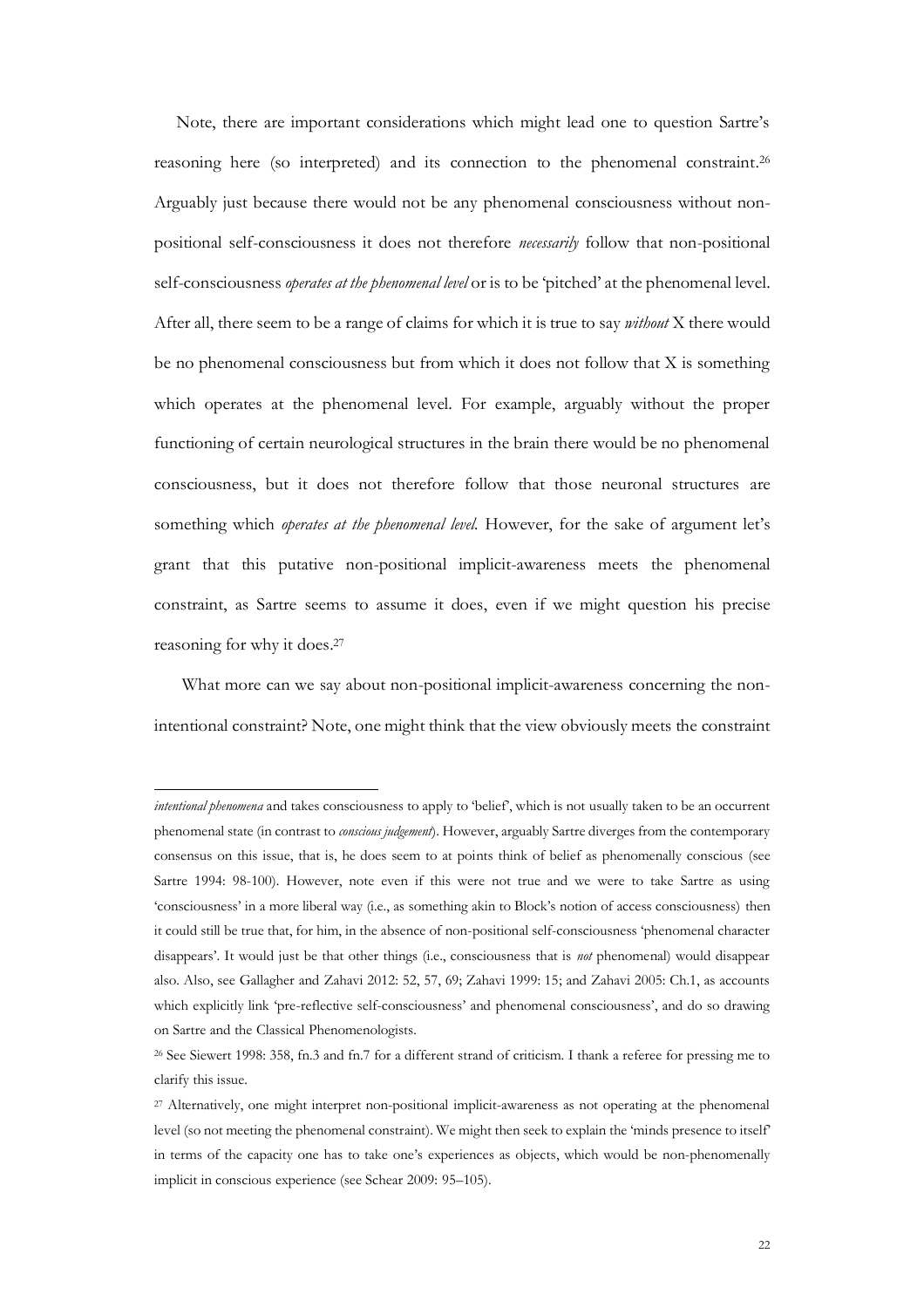Note, there are important considerations which might lead one to question Sartre's reasoning here (so interpreted) and its connection to the phenomenal constraint.[26] Arguably just because there would not be any phenomenal consciousness without non-positional self-consciousness it does not therefore *necessarily* follow that non-positional self-consciousness *operates at the phenomenal level* or is to be 'pitched' at the phenomenal level. After all, there seem to be a range of claims for which it is true to say *without* X there would be no phenomenal consciousness but from which it does not follow that X is something which operates at the phenomenal level. For example, arguably without the proper functioning of certain neurological structures in the brain there would be no phenomenal consciousness, but it does not therefore follow that those neuronal structures are something which *operates at the phenomenal level.* However, for the sake of argument let's grant that this putative non-positional implicit-awareness meets the phenomenal constraint, as Sartre seems to assume it does, even if we might question his precise reasoning for why it does.[27]

What more can we say about non-positional implicit-awareness concerning the non-intentional constraint? Note, one might think that the view obviously meets the constraint

---

*intentional phenomena* and takes consciousness to apply to 'belief', which is not usually taken to be an occurrent phenomenal state (in contrast to *conscious judgement*). However, arguably Sartre diverges from the contemporary consensus on this issue, that is, he does seem to at points think of belief as phenomenally conscious (see Sartre 1994: 98-100). However, note even if this were not true and we were to take Sartre as using 'consciousness' in a more liberal way (i.e., as something akin to Block's notion of access consciousness) then it could still be true that, for him, in the absence of non-positional self-consciousness 'phenomenal character disappears'. It would just be that other things (i.e., consciousness that is *not* phenomenal) would disappear also. Also, see Gallagher and Zahavi 2012: 52, 57, 69; Zahavi 1999: 15; and Zahavi 2005: Ch.1, as accounts which explicitly link 'pre-reflective self-consciousness' and phenomenal consciousness', and do so drawing on Sartre and the Classical Phenomenologists.

[26] See Siewert 1998: 358, fn.3 and fn.7 for a different strand of criticism. I thank a referee for pressing me to clarify this issue.

[27] Alternatively, one might interpret non-positional implicit-awareness as not operating at the phenomenal level (so not meeting the phenomenal constraint). We might then seek to explain the 'minds presence to itself' in terms of the capacity one has to take one's experiences as objects, which would be non-phenomenally implicit in conscious experience (see Schear 2009: 95–105).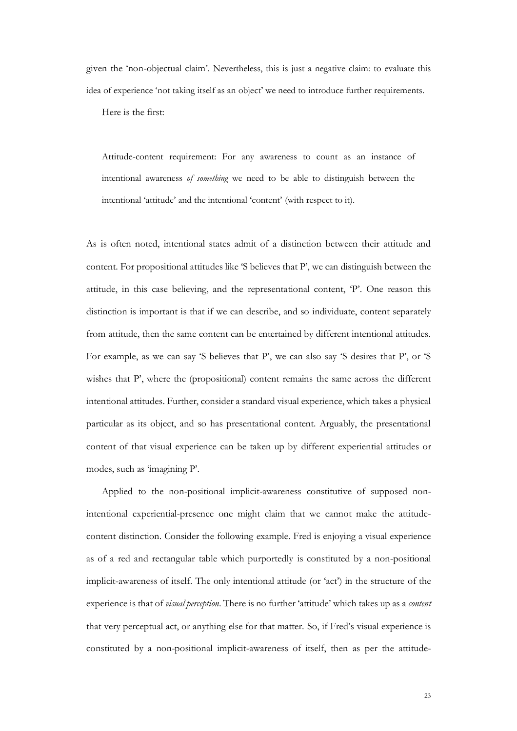given the 'non-objectual claim'. Nevertheless, this is just a negative claim: to evaluate this idea of experience 'not taking itself as an object' we need to introduce further requirements.

Here is the first:

> Attitude-content requirement: For any awareness to count as an instance of intentional awareness *of something* we need to be able to distinguish between the intentional 'attitude' and the intentional 'content' (with respect to it).

As is often noted, intentional states admit of a distinction between their attitude and content. For propositional attitudes like 'S believes that P', we can distinguish between the attitude, in this case believing, and the representational content, 'P'. One reason this distinction is important is that if we can describe, and so individuate, content separately from attitude, then the same content can be entertained by different intentional attitudes. For example, as we can say 'S believes that P', we can also say 'S desires that P', or 'S wishes that P', where the (propositional) content remains the same across the different intentional attitudes. Further, consider a standard visual experience, which takes a physical particular as its object, and so has presentational content. Arguably, the presentational content of that visual experience can be taken up by different experiential attitudes or modes, such as 'imagining P'.

Applied to the non-positional implicit-awareness constitutive of supposed non-intentional experiential-presence one might claim that we cannot make the attitude-content distinction. Consider the following example. Fred is enjoying a visual experience as of a red and rectangular table which purportedly is constituted by a non-positional implicit-awareness of itself. The only intentional attitude (or 'act') in the structure of the experience is that of *visual perception*. There is no further 'attitude' which takes up as a *content* that very perceptual act, or anything else for that matter. So, if Fred's visual experience is constituted by a non-positional implicit-awareness of itself, then as per the attitude-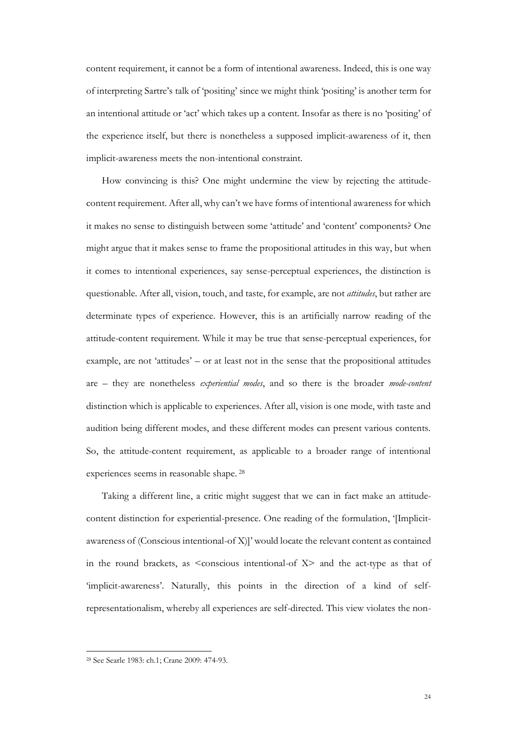content requirement, it cannot be a form of intentional awareness. Indeed, this is one way of interpreting Sartre's talk of 'positing' since we might think 'positing' is another term for an intentional attitude or 'act' which takes up a content. Insofar as there is no 'positing' of the experience itself, but there is nonetheless a supposed implicit-awareness of it, then implicit-awareness meets the non-intentional constraint.

How convincing is this? One might undermine the view by rejecting the attitude-content requirement. After all, why can't we have forms of intentional awareness for which it makes no sense to distinguish between some 'attitude' and 'content' components? One might argue that it makes sense to frame the propositional attitudes in this way, but when it comes to intentional experiences, say sense-perceptual experiences, the distinction is questionable. After all, vision, touch, and taste, for example, are not *attitudes*, but rather are determinate types of experience. However, this is an artificially narrow reading of the attitude-content requirement. While it may be true that sense-perceptual experiences, for example, are not 'attitudes' – or at least not in the sense that the propositional attitudes are – they are nonetheless *experiential modes*, and so there is the broader *mode-content* distinction which is applicable to experiences. After all, vision is one mode, with taste and audition being different modes, and these different modes can present various contents. So, the attitude-content requirement, as applicable to a broader range of intentional experiences seems in reasonable shape. [28]

Taking a different line, a critic might suggest that we can in fact make an attitude-content distinction for experiential-presence. One reading of the formulation, '[Implicit-awareness of (Conscious intentional-of X)]' would locate the relevant content as contained in the round brackets, as <conscious intentional-of X> and the act-type as that of 'implicit-awareness'. Naturally, this points in the direction of a kind of self-representationalism, whereby all experiences are self-directed. This view violates the non-

[28] See Searle 1983: ch.1; Crane 2009: 474-93.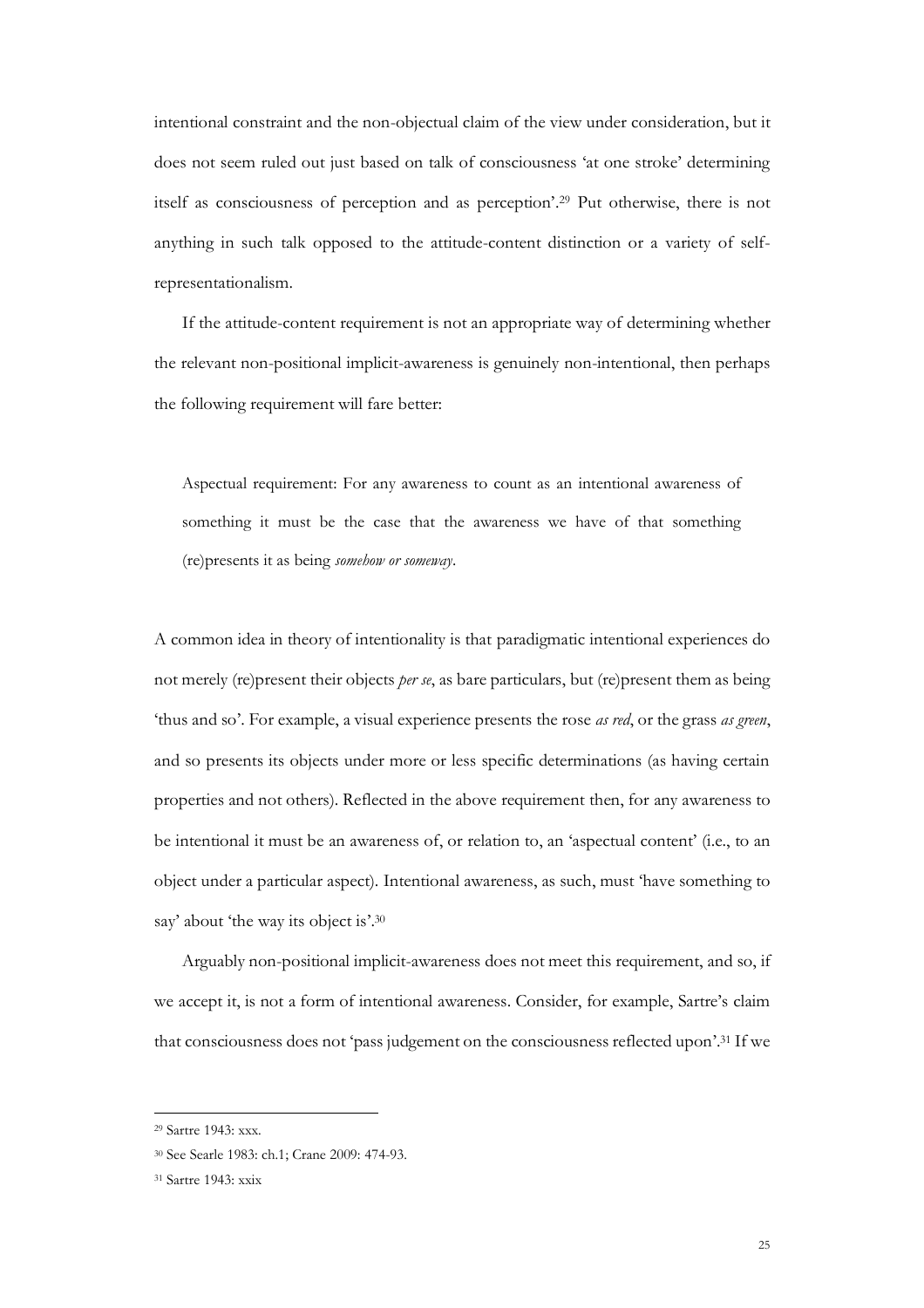intentional constraint and the non-objectual claim of the view under consideration, but it does not seem ruled out just based on talk of consciousness 'at one stroke' determining itself as consciousness of perception and as perception'.[29] Put otherwise, there is not anything in such talk opposed to the attitude-content distinction or a variety of self-representationalism.

If the attitude-content requirement is not an appropriate way of determining whether the relevant non-positional implicit-awareness is genuinely non-intentional, then perhaps the following requirement will fare better:

> Aspectual requirement: For any awareness to count as an intentional awareness of something it must be the case that the awareness we have of that something (re)presents it as being *somehow or someway*.

A common idea in theory of intentionality is that paradigmatic intentional experiences do not merely (re)present their objects *per se*, as bare particulars, but (re)present them as being 'thus and so'. For example, a visual experience presents the rose *as red*, or the grass *as green*, and so presents its objects under more or less specific determinations (as having certain properties and not others). Reflected in the above requirement then, for any awareness to be intentional it must be an awareness of, or relation to, an 'aspectual content' (i.e., to an object under a particular aspect). Intentional awareness, as such, must 'have something to say' about 'the way its object is'.[30]

Arguably non-positional implicit-awareness does not meet this requirement, and so, if we accept it, is not a form of intentional awareness. Consider, for example, Sartre's claim that consciousness does not 'pass judgement on the consciousness reflected upon'.[31] If we

---

[29] Sartre 1943: xxx.

[30] See Searle 1983: ch.1; Crane 2009: 474-93.

[31] Sartre 1943: xxix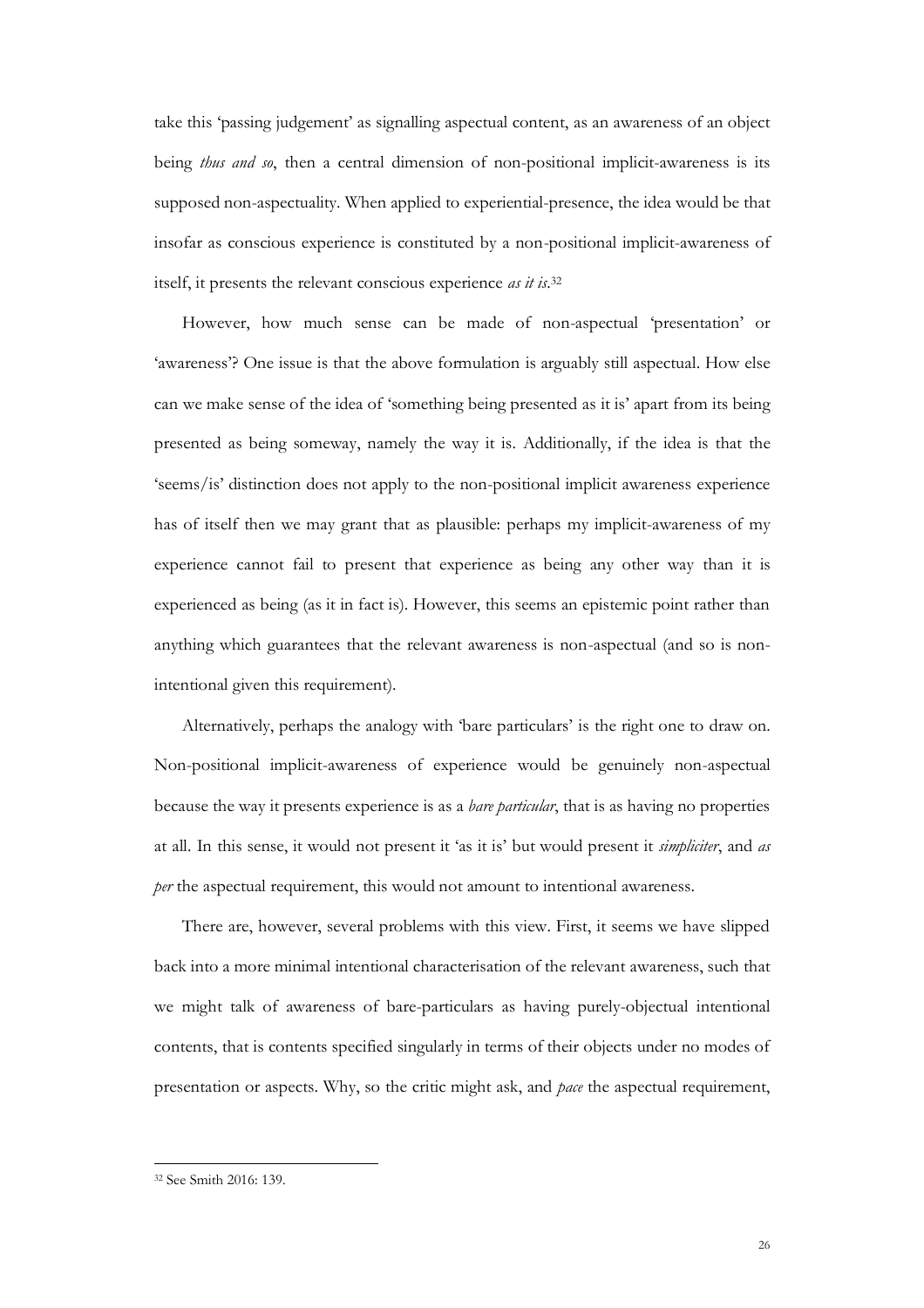take this 'passing judgement' as signalling aspectual content, as an awareness of an object being *thus and so*, then a central dimension of non-positional implicit-awareness is its supposed non-aspectuality. When applied to experiential-presence, the idea would be that insofar as conscious experience is constituted by a non-positional implicit-awareness of itself, it presents the relevant conscious experience *as it is*.[32]

However, how much sense can be made of non-aspectual 'presentation' or 'awareness'? One issue is that the above formulation is arguably still aspectual. How else can we make sense of the idea of 'something being presented as it is' apart from its being presented as being someway, namely the way it is. Additionally, if the idea is that the 'seems/is' distinction does not apply to the non-positional implicit awareness experience has of itself then we may grant that as plausible: perhaps my implicit-awareness of my experience cannot fail to present that experience as being any other way than it is experienced as being (as it in fact is). However, this seems an epistemic point rather than anything which guarantees that the relevant awareness is non-aspectual (and so is non-intentional given this requirement).

Alternatively, perhaps the analogy with 'bare particulars' is the right one to draw on. Non-positional implicit-awareness of experience would be genuinely non-aspectual because the way it presents experience is as a *bare particular*, that is as having no properties at all. In this sense, it would not present it 'as it is' but would present it *simpliciter*, and *as per* the aspectual requirement, this would not amount to intentional awareness.

There are, however, several problems with this view. First, it seems we have slipped back into a more minimal intentional characterisation of the relevant awareness, such that we might talk of awareness of bare-particulars as having purely-objectual intentional contents, that is contents specified singularly in terms of their objects under no modes of presentation or aspects. Why, so the critic might ask, and *pace* the aspectual requirement,

[32] See Smith 2016: 139.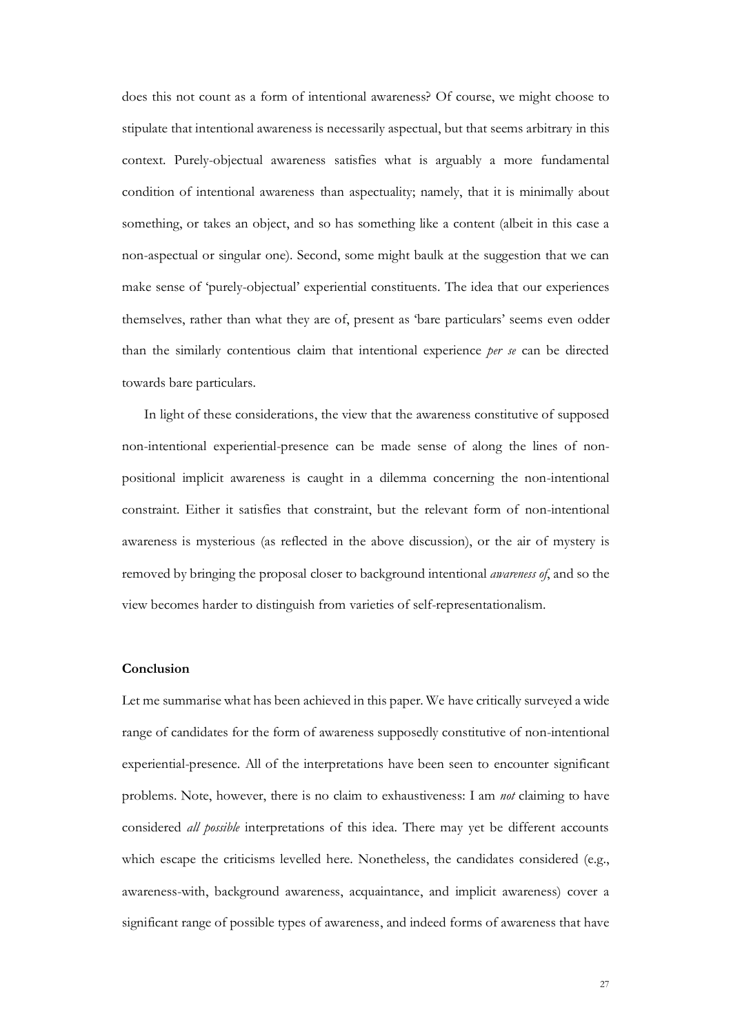does this not count as a form of intentional awareness? Of course, we might choose to stipulate that intentional awareness is necessarily aspectual, but that seems arbitrary in this context. Purely-objectual awareness satisfies what is arguably a more fundamental condition of intentional awareness than aspectuality; namely, that it is minimally about something, or takes an object, and so has something like a content (albeit in this case a non-aspectual or singular one). Second, some might baulk at the suggestion that we can make sense of 'purely-objectual' experiential constituents. The idea that our experiences themselves, rather than what they are of, present as 'bare particulars' seems even odder than the similarly contentious claim that intentional experience *per se* can be directed towards bare particulars.

In light of these considerations, the view that the awareness constitutive of supposed non-intentional experiential-presence can be made sense of along the lines of non-positional implicit awareness is caught in a dilemma concerning the non-intentional constraint. Either it satisfies that constraint, but the relevant form of non-intentional awareness is mysterious (as reflected in the above discussion), or the air of mystery is removed by bringing the proposal closer to background intentional *awareness of*, and so the view becomes harder to distinguish from varieties of self-representationalism.

## Conclusion

Let me summarise what has been achieved in this paper. We have critically surveyed a wide range of candidates for the form of awareness supposedly constitutive of non-intentional experiential-presence. All of the interpretations have been seen to encounter significant problems. Note, however, there is no claim to exhaustiveness: I am *not* claiming to have considered *all possible* interpretations of this idea. There may yet be different accounts which escape the criticisms levelled here. Nonetheless, the candidates considered (e.g., awareness-with, background awareness, acquaintance, and implicit awareness) cover a significant range of possible types of awareness, and indeed forms of awareness that have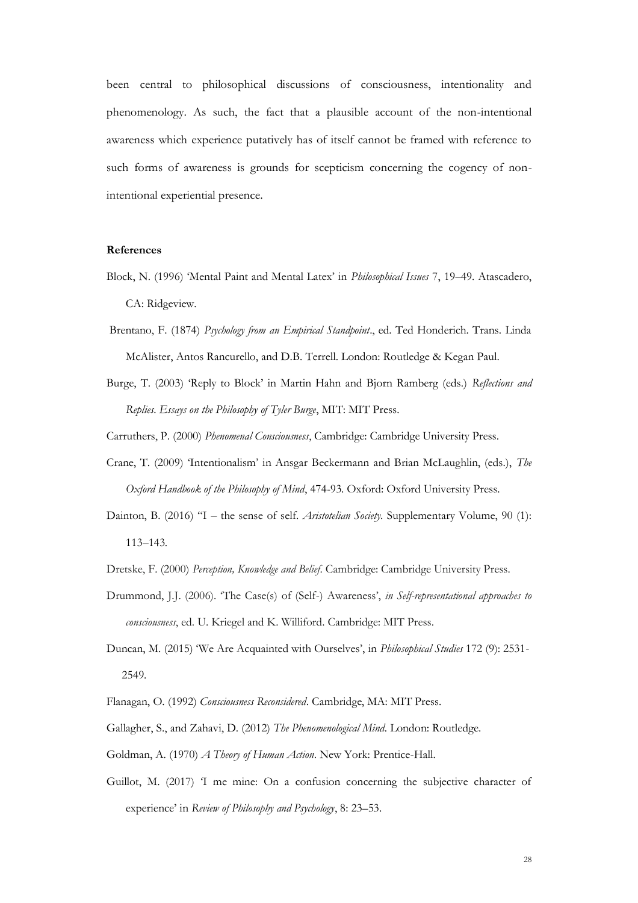been central to philosophical discussions of consciousness, intentionality and phenomenology. As such, the fact that a plausible account of the non-intentional awareness which experience putatively has of itself cannot be framed with reference to such forms of awareness is grounds for scepticism concerning the cogency of non-intentional experiential presence.

**References**

Block, N. (1996) 'Mental Paint and Mental Latex' in *Philosophical Issues* 7, 19–49. Atascadero, CA: Ridgeview.

Brentano, F. (1874) *Psychology from an Empirical Standpoint*., ed. Ted Honderich. Trans. Linda McAlister, Antos Rancurello, and D.B. Terrell. London: Routledge & Kegan Paul.

Burge, T. (2003) 'Reply to Block' in Martin Hahn and Bjorn Ramberg (eds.) *Reflections and Replies. Essays on the Philosophy of Tyler Burge*, MIT: MIT Press.

Carruthers, P. (2000) *Phenomenal Consciousness*, Cambridge: Cambridge University Press.

Crane, T. (2009) 'Intentionalism' in Ansgar Beckermann and Brian McLaughlin, (eds.), *The Oxford Handbook of the Philosophy of Mind*, 474-93. Oxford: Oxford University Press.

Dainton, B. (2016) "I – the sense of self. *Aristotelian Society*. Supplementary Volume, 90 (1): 113–143.

Dretske, F. (2000) *Perception, Knowledge and Belief*. Cambridge: Cambridge University Press.

Drummond, J.J. (2006). 'The Case(s) of (Self-) Awareness', *in Self-representational approaches to consciousness*, ed. U. Kriegel and K. Williford. Cambridge: MIT Press.

Duncan, M. (2015) 'We Are Acquainted with Ourselves', in *Philosophical Studies* 172 (9): 2531-2549.

Flanagan, O. (1992) *Consciousness Reconsidered*. Cambridge, MA: MIT Press.

Gallagher, S., and Zahavi, D. (2012) *The Phenomenological Mind*. London: Routledge.

Goldman, A. (1970) *A Theory of Human Action*. New York: Prentice-Hall.

Guillot, M. (2017) 'I me mine: On a confusion concerning the subjective character of experience' in *Review of Philosophy and Psychology*, 8: 23–53.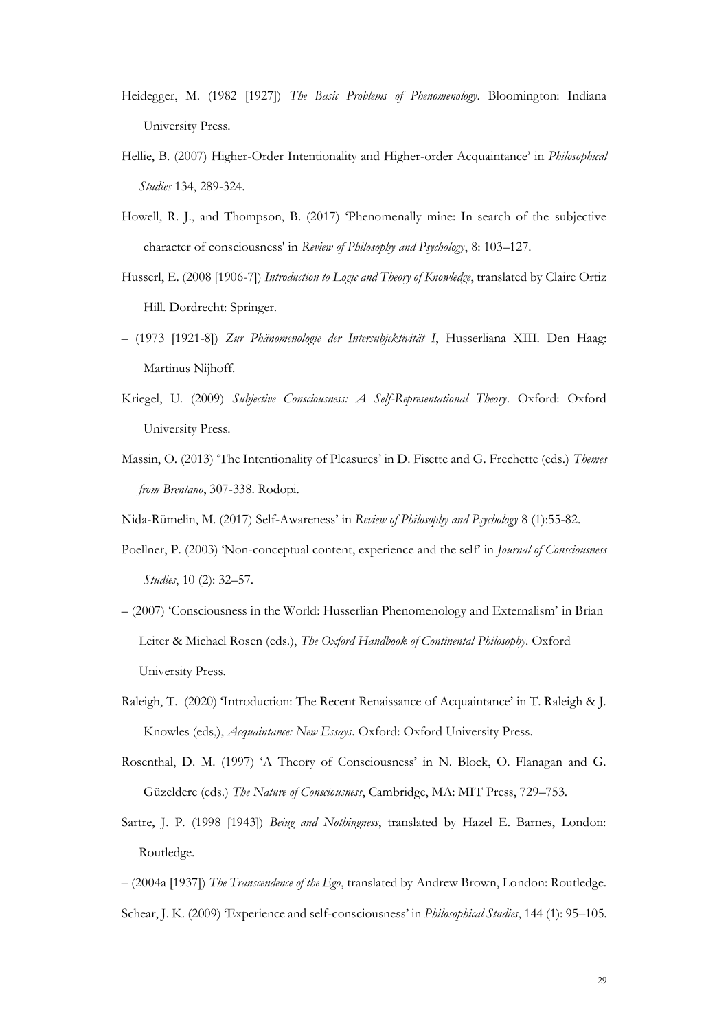Heidegger, M. (1982 [1927]) *The Basic Problems of Phenomenology*. Bloomington: Indiana University Press.

Hellie, B. (2007) Higher-Order Intentionality and Higher-order Acquaintance' in *Philosophical Studies* 134, 289-324.

Howell, R. J., and Thompson, B. (2017) 'Phenomenally mine: In search of the subjective character of consciousness' in *Review of Philosophy and Psychology*, 8: 103–127.

Husserl, E. (2008 [1906-7]) *Introduction to Logic and Theory of Knowledge*, translated by Claire Ortiz Hill. Dordrecht: Springer.

– (1973 [1921-8]) *Zur Phänomenologie der Intersubjektivität I*, Husserliana XIII. Den Haag: Martinus Nijhoff.

Kriegel, U. (2009) *Subjective Consciousness: A Self-Representational Theory*. Oxford: Oxford University Press.

Massin, O. (2013) 'The Intentionality of Pleasures' in D. Fisette and G. Frechette (eds.) *Themes from Brentano*, 307-338. Rodopi.

Nida-Rümelin, M. (2017) Self-Awareness' in *Review of Philosophy and Psychology* 8 (1):55-82.

Poellner, P. (2003) 'Non-conceptual content, experience and the self' in *Journal of Consciousness Studies*, 10 (2): 32–57.

– (2007) 'Consciousness in the World: Husserlian Phenomenology and Externalism' in Brian Leiter & Michael Rosen (eds.), *The Oxford Handbook of Continental Philosophy*. Oxford University Press.

Raleigh, T. (2020) 'Introduction: The Recent Renaissance of Acquaintance' in T. Raleigh & J. Knowles (eds,), *Acquaintance: New Essays*. Oxford: Oxford University Press.

Rosenthal, D. M. (1997) 'A Theory of Consciousness' in N. Block, O. Flanagan and G. Güzeldere (eds.) *The Nature of Consciousness*, Cambridge, MA: MIT Press, 729–753.

Sartre, J. P. (1998 [1943]) *Being and Nothingness*, translated by Hazel E. Barnes, London: Routledge.

– (2004a [1937]) *The Transcendence of the Ego*, translated by Andrew Brown, London: Routledge.

Schear, J. K. (2009) 'Experience and self-consciousness' in *Philosophical Studies*, 144 (1): 95–105.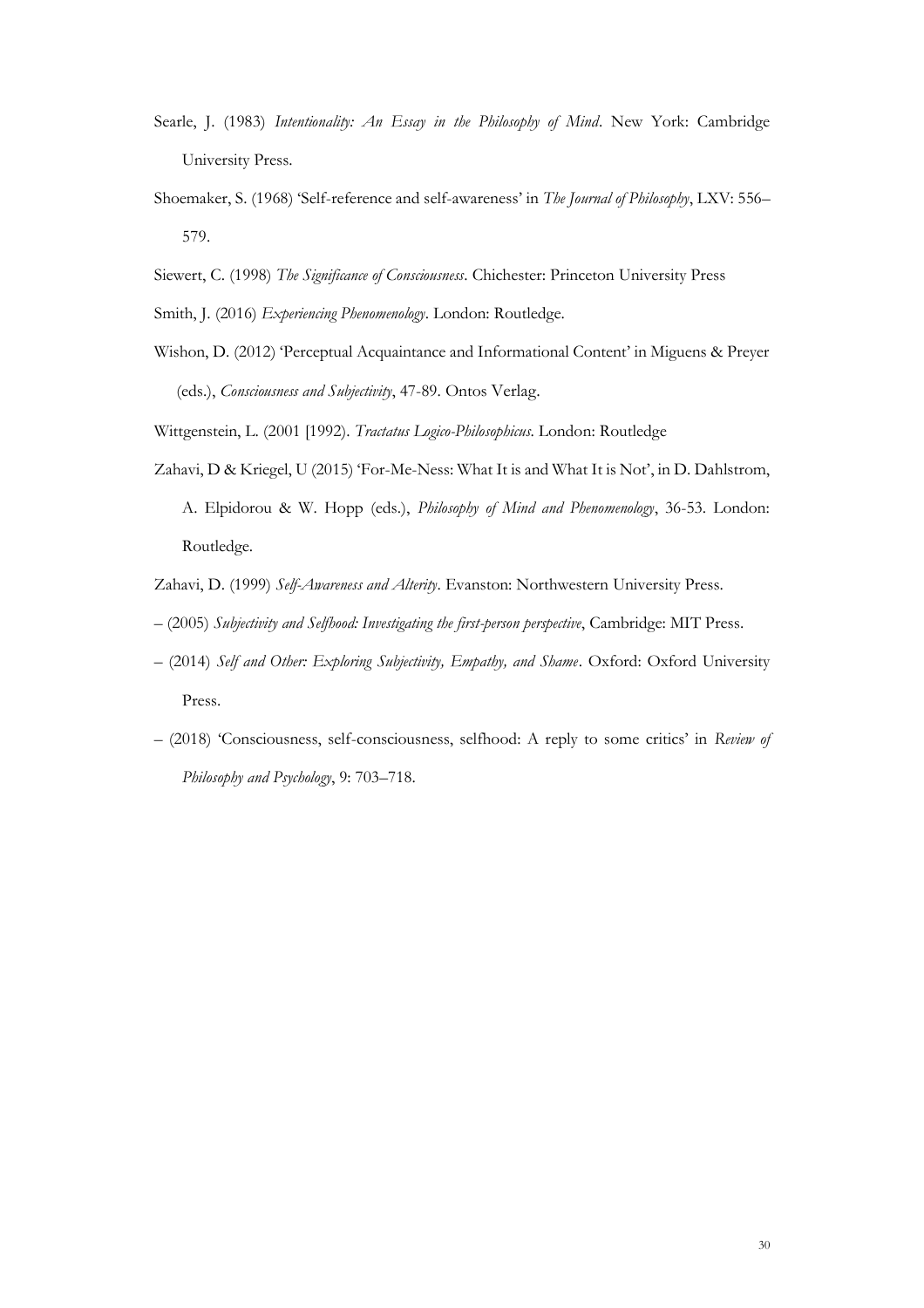Searle, J. (1983) *Intentionality: An Essay in the Philosophy of Mind*. New York: Cambridge University Press.

Shoemaker, S. (1968) 'Self-reference and self-awareness' in *The Journal of Philosophy*, LXV: 556–579.

Siewert, C. (1998) *The Significance of Consciousness*. Chichester: Princeton University Press

Smith, J. (2016) *Experiencing Phenomenology*. London: Routledge.

Wishon, D. (2012) 'Perceptual Acquaintance and Informational Content' in Miguens & Preyer (eds.), *Consciousness and Subjectivity*, 47-89. Ontos Verlag.

Wittgenstein, L. (2001 [1992). *Tractatus Logico-Philosophicus*. London: Routledge

Zahavi, D & Kriegel, U (2015) 'For-Me-Ness: What It is and What It is Not', in D. Dahlstrom, A. Elpidorou & W. Hopp (eds.), *Philosophy of Mind and Phenomenology*, 36-53. London: Routledge.

Zahavi, D. (1999) *Self-Awareness and Alterity*. Evanston: Northwestern University Press.

– (2005) *Subjectivity and Selfhood: Investigating the first-person perspective*, Cambridge: MIT Press.

– (2014) *Self and Other: Exploring Subjectivity, Empathy, and Shame*. Oxford: Oxford University Press.

– (2018) 'Consciousness, self-consciousness, selfhood: A reply to some critics' in *Review of Philosophy and Psychology*, 9: 703–718.